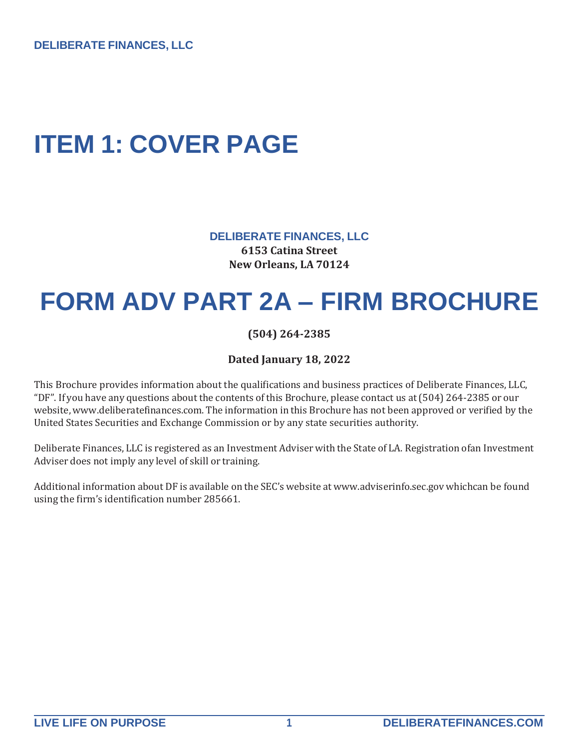# ITEM 1: COVER PAGE

**DELIBERATE FINANCES, LLC**
**6153 Catina Street**
**New Orleans, LA 70124**

# FORM ADV PART 2A – FIRM BROCHURE

**(504) 264-2385**

**Dated January 18, 2022**

This Brochure provides information about the qualifications and business practices of Deliberate Finances, LLC, "DF". If you have any questions about the contents of this Brochure, please contact us at (504) 264-2385 or our website, www.deliberatefinances.com. The information in this Brochure has not been approved or verified by the United States Securities and Exchange Commission or by any state securities authority.

Deliberate Finances, LLC is registered as an Investment Adviser with the State of LA. Registration ofan Investment Adviser does not imply any level of skill or training.

Additional information about DF is available on the SEC's website at www.adviserinfo.sec.gov whichcan be found using the firm's identification number 285661.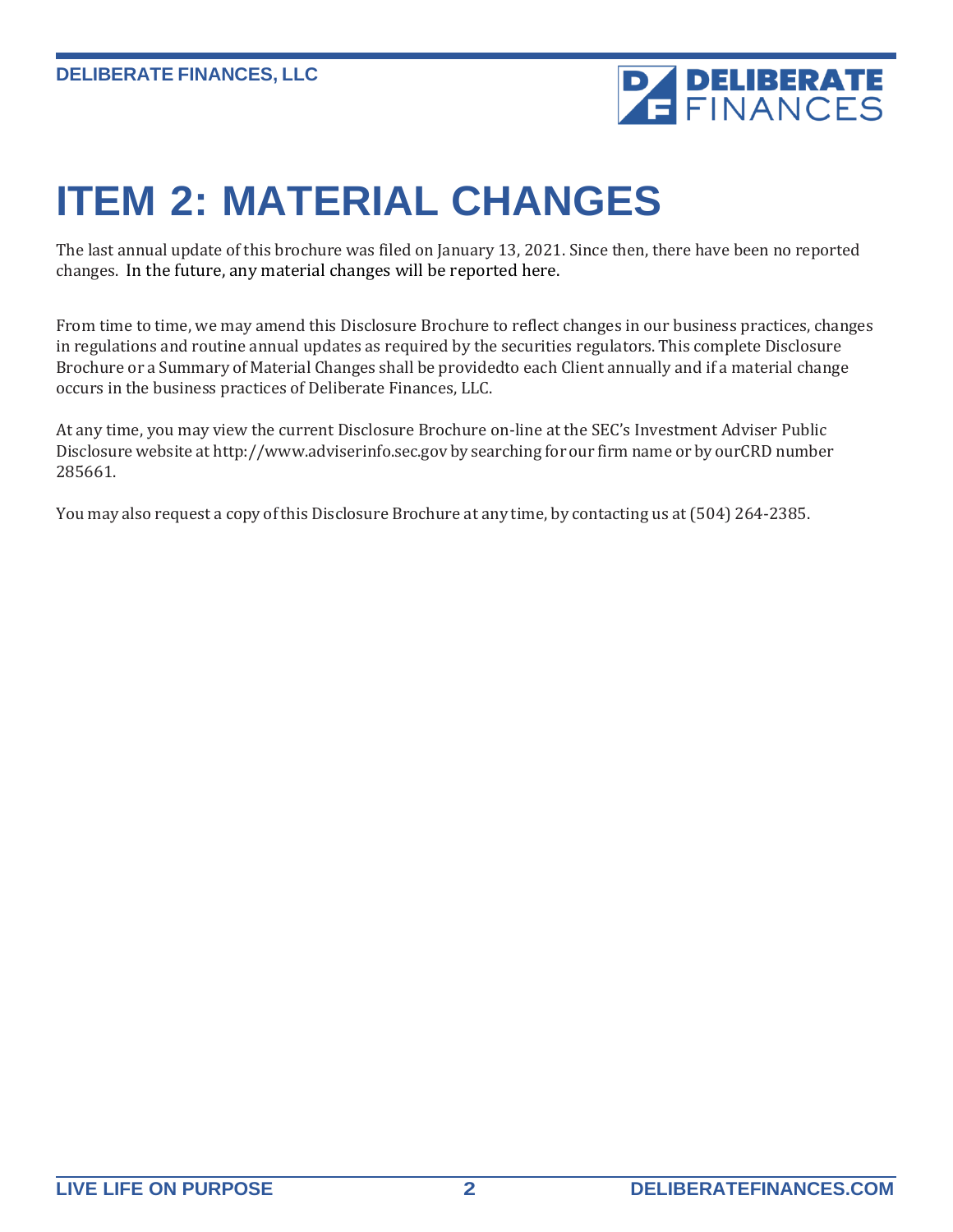# ITEM 2: MATERIAL CHANGES

The last annual update of this brochure was filed on January 13, 2021. Since then, there have been no reported changes. In the future, any material changes will be reported here.

From time to time, we may amend this Disclosure Brochure to reflect changes in our business practices, changes in regulations and routine annual updates as required by the securities regulators. This complete Disclosure Brochure or a Summary of Material Changes shall be providedto each Client annually and if a material change occurs in the business practices of Deliberate Finances, LLC.

At any time, you may view the current Disclosure Brochure on-line at the SEC's Investment Adviser Public Disclosure website at http://www.adviserinfo.sec.gov by searching for our firm name or by ourCRD number 285661.

You may also request a copy of this Disclosure Brochure at any time, by contacting us at (504) 264-2385.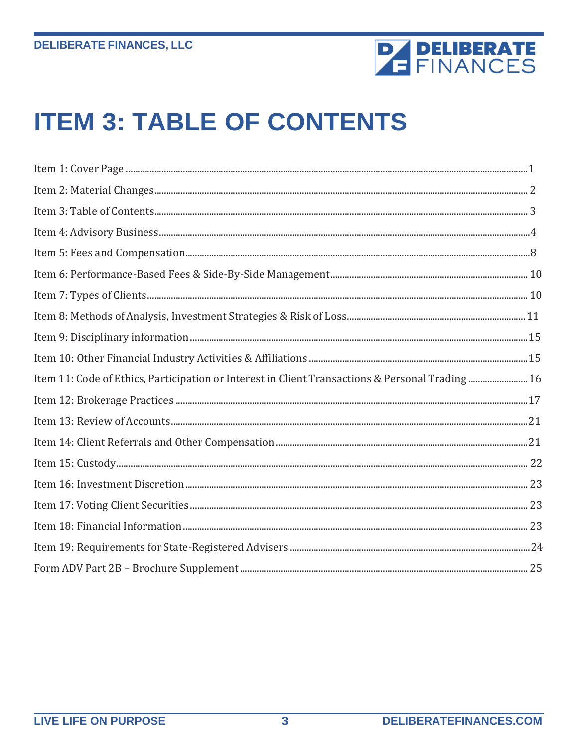# ITEM 3: TABLE OF CONTENTS

Item 1: Cover Page ........................................................................ 1

Item 2: Material Changes ........................................................................ 2

Item 3: Table of Contents ........................................................................ 3

Item 4: Advisory Business ........................................................................ 4

Item 5: Fees and Compensation ........................................................................ 8

Item 6: Performance-Based Fees & Side-By-Side Management ........................................................................ 10

Item 7: Types of Clients ........................................................................ 10

Item 8: Methods of Analysis, Investment Strategies & Risk of Loss ........................................................................ 11

Item 9: Disciplinary information ........................................................................ 15

Item 10: Other Financial Industry Activities & Affiliations ........................................................................ 15

Item 11: Code of Ethics, Participation or Interest in Client Transactions & Personal Trading ........................................................................ 16

Item 12: Brokerage Practices ........................................................................ 17

Item 13: Review of Accounts ........................................................................ 21

Item 14: Client Referrals and Other Compensation ........................................................................ 21

Item 15: Custody ........................................................................ 22

Item 16: Investment Discretion ........................................................................ 23

Item 17: Voting Client Securities ........................................................................ 23

Item 18: Financial Information ........................................................................ 23

Item 19: Requirements for State-Registered Advisers ........................................................................ 24

Form ADV Part 2B – Brochure Supplement ........................................................................ 25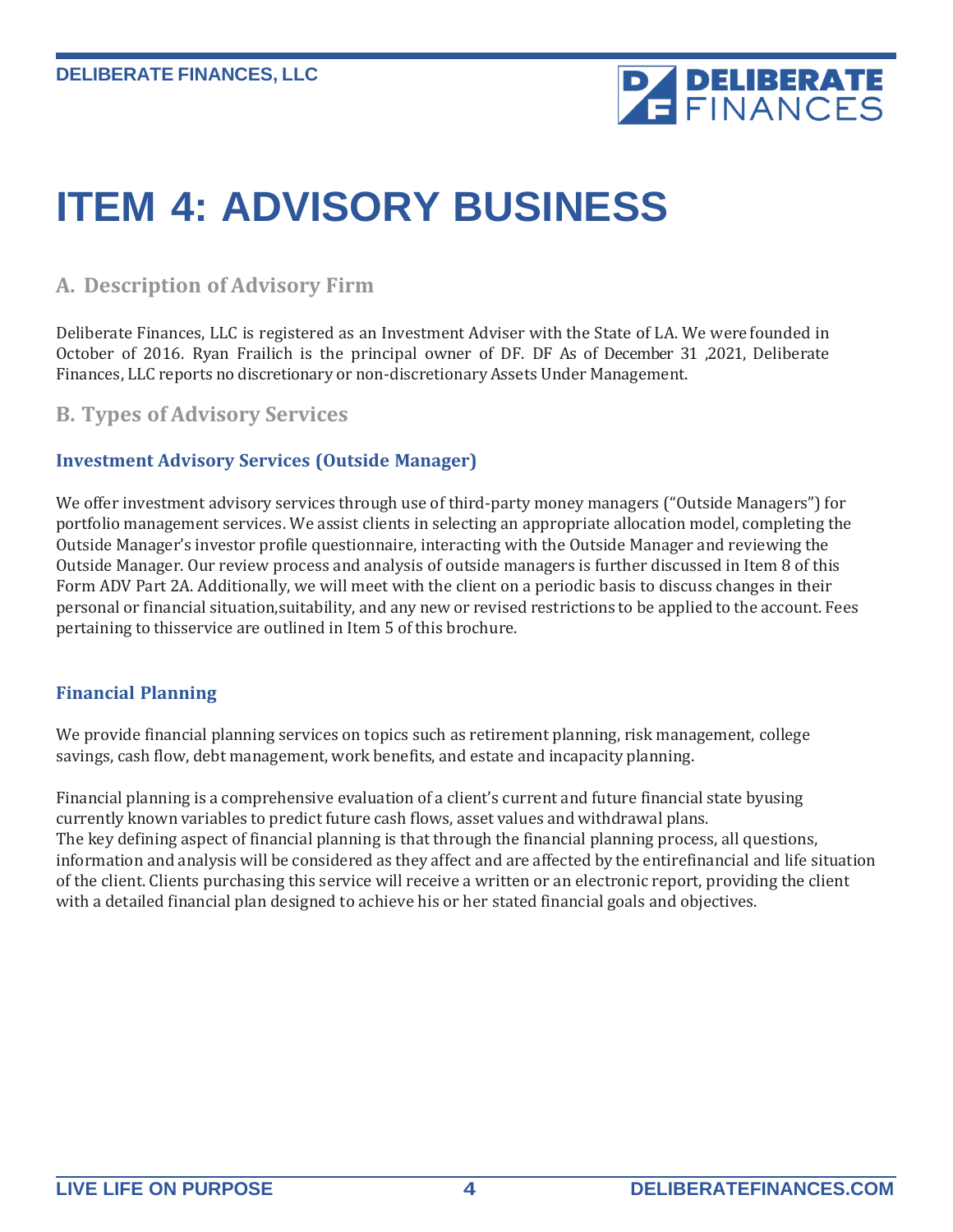# ITEM 4: ADVISORY BUSINESS

## A. Description of Advisory Firm

Deliberate Finances, LLC is registered as an Investment Adviser with the State of LA. We were founded in October of 2016. Ryan Frailich is the principal owner of DF. DF As of December 31 ,2021, Deliberate Finances, LLC reports no discretionary or non-discretionary Assets Under Management.

## B. Types of Advisory Services

### Investment Advisory Services (Outside Manager)

We offer investment advisory services through use of third-party money managers ("Outside Managers") for portfolio management services. We assist clients in selecting an appropriate allocation model, completing the Outside Manager's investor profile questionnaire, interacting with the Outside Manager and reviewing the Outside Manager. Our review process and analysis of outside managers is further discussed in Item 8 of this Form ADV Part 2A. Additionally, we will meet with the client on a periodic basis to discuss changes in their personal or financial situation,suitability, and any new or revised restrictions to be applied to the account. Fees pertaining to thisservice are outlined in Item 5 of this brochure.

### Financial Planning

We provide financial planning services on topics such as retirement planning, risk management, college savings, cash flow, debt management, work benefits, and estate and incapacity planning.

Financial planning is a comprehensive evaluation of a client's current and future financial state byusing currently known variables to predict future cash flows, asset values and withdrawal plans. The key defining aspect of financial planning is that through the financial planning process, all questions, information and analysis will be considered as they affect and are affected by the entirefinancial and life situation of the client. Clients purchasing this service will receive a written or an electronic report, providing the client with a detailed financial plan designed to achieve his or her stated financial goals and objectives.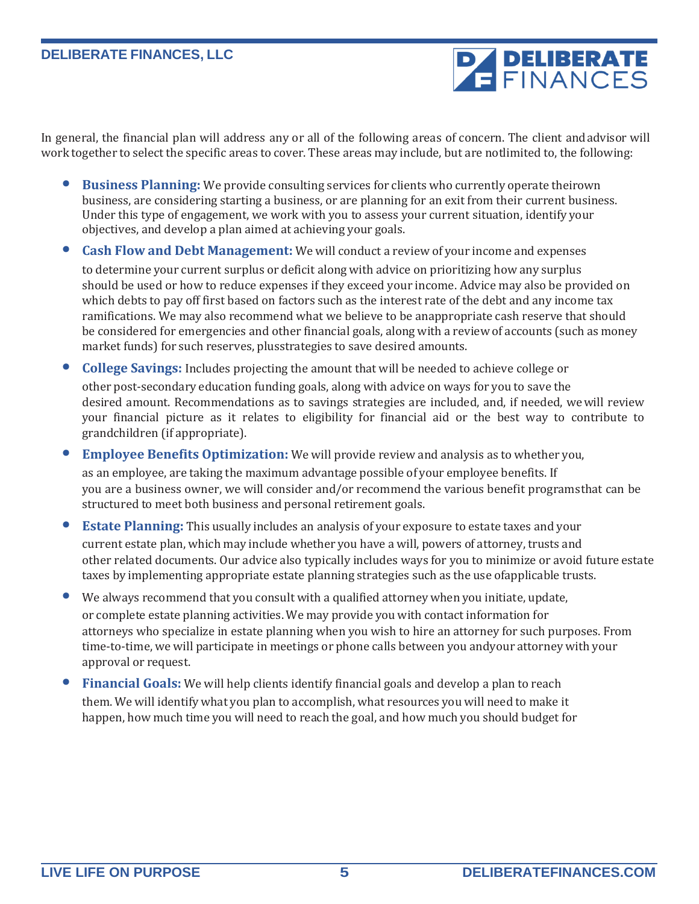In general, the financial plan will address any or all of the following areas of concern. The client and advisor will work together to select the specific areas to cover. These areas may include, but are not limited to, the following:

- **Business Planning:** We provide consulting services for clients who currently operate their own business, are considering starting a business, or are planning for an exit from their current business. Under this type of engagement, we work with you to assess your current situation, identify your objectives, and develop a plan aimed at achieving your goals.
- **Cash Flow and Debt Management:** We will conduct a review of your income and expenses to determine your current surplus or deficit along with advice on prioritizing how any surplus should be used or how to reduce expenses if they exceed your income. Advice may also be provided on which debts to pay off first based on factors such as the interest rate of the debt and any income tax ramifications. We may also recommend what we believe to be an appropriate cash reserve that should be considered for emergencies and other financial goals, along with a review of accounts (such as money market funds) for such reserves, plus strategies to save desired amounts.
- **College Savings:** Includes projecting the amount that will be needed to achieve college or other post-secondary education funding goals, along with advice on ways for you to save the desired amount. Recommendations as to savings strategies are included, and, if needed, we will review your financial picture as it relates to eligibility for financial aid or the best way to contribute to grandchildren (if appropriate).
- **Employee Benefits Optimization:** We will provide review and analysis as to whether you, as an employee, are taking the maximum advantage possible of your employee benefits. If you are a business owner, we will consider and/or recommend the various benefit programs that can be structured to meet both business and personal retirement goals.
- **Estate Planning:** This usually includes an analysis of your exposure to estate taxes and your current estate plan, which may include whether you have a will, powers of attorney, trusts and other related documents. Our advice also typically includes ways for you to minimize or avoid future estate taxes by implementing appropriate estate planning strategies such as the use of applicable trusts.
- We always recommend that you consult with a qualified attorney when you initiate, update, or complete estate planning activities. We may provide you with contact information for attorneys who specialize in estate planning when you wish to hire an attorney for such purposes. From time-to-time, we will participate in meetings or phone calls between you and your attorney with your approval or request.
- **Financial Goals:** We will help clients identify financial goals and develop a plan to reach them. We will identify what you plan to accomplish, what resources you will need to make it happen, how much time you will need to reach the goal, and how much you should budget for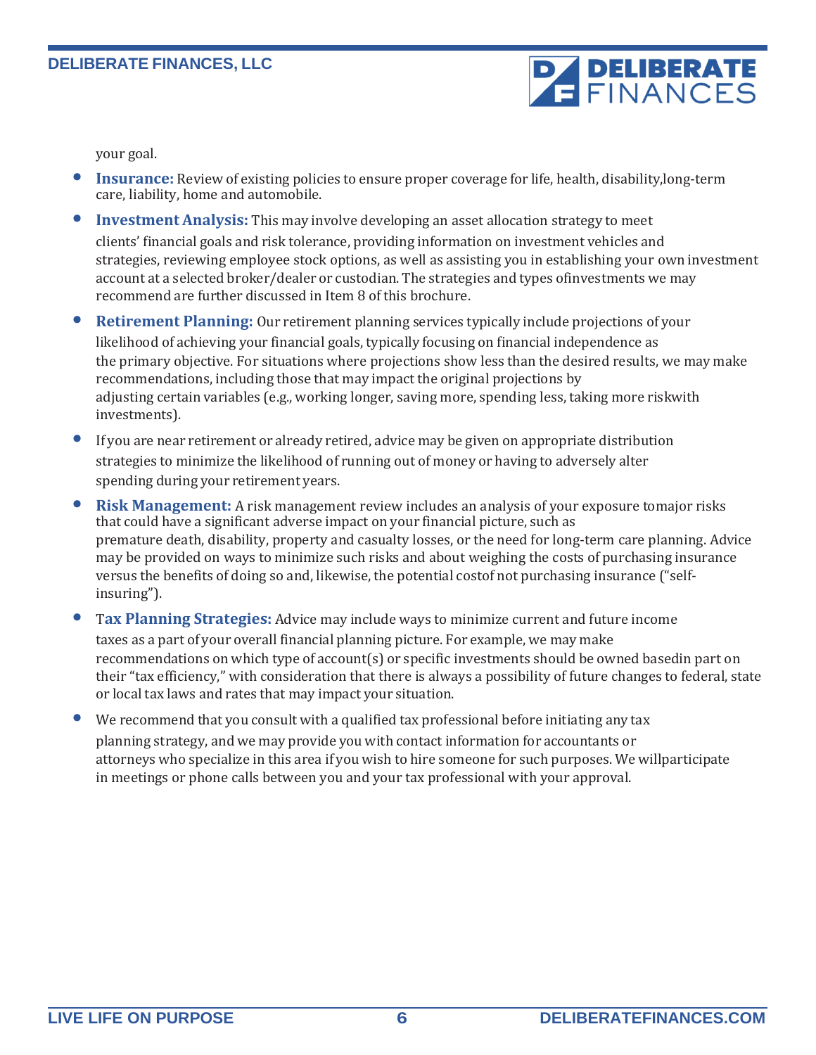your goal.

- **Insurance:** Review of existing policies to ensure proper coverage for life, health, disability,long-term care, liability, home and automobile.
- **Investment Analysis:** This may involve developing an asset allocation strategy to meet clients' financial goals and risk tolerance, providing information on investment vehicles and strategies, reviewing employee stock options, as well as assisting you in establishing your own investment account at a selected broker/dealer or custodian. The strategies and types ofinvestments we may recommend are further discussed in Item 8 of this brochure.
- **Retirement Planning:** Our retirement planning services typically include projections of your likelihood of achieving your financial goals, typically focusing on financial independence as the primary objective. For situations where projections show less than the desired results, we may make recommendations, including those that may impact the original projections by adjusting certain variables (e.g., working longer, saving more, spending less, taking more riskwith investments).
- If you are near retirement or already retired, advice may be given on appropriate distribution strategies to minimize the likelihood of running out of money or having to adversely alter spending during your retirement years.
- **Risk Management:** A risk management review includes an analysis of your exposure tomajor risks that could have a significant adverse impact on your financial picture, such as premature death, disability, property and casualty losses, or the need for long-term care planning. Advice may be provided on ways to minimize such risks and about weighing the costs of purchasing insurance versus the benefits of doing so and, likewise, the potential costof not purchasing insurance ("self-insuring").
- **Tax Planning Strategies:** Advice may include ways to minimize current and future income taxes as a part of your overall financial planning picture. For example, we may make recommendations on which type of account(s) or specific investments should be owned basedin part on their "tax efficiency," with consideration that there is always a possibility of future changes to federal, state or local tax laws and rates that may impact your situation.
- We recommend that you consult with a qualified tax professional before initiating any tax planning strategy, and we may provide you with contact information for accountants or attorneys who specialize in this area if you wish to hire someone for such purposes. We willparticipate in meetings or phone calls between you and your tax professional with your approval.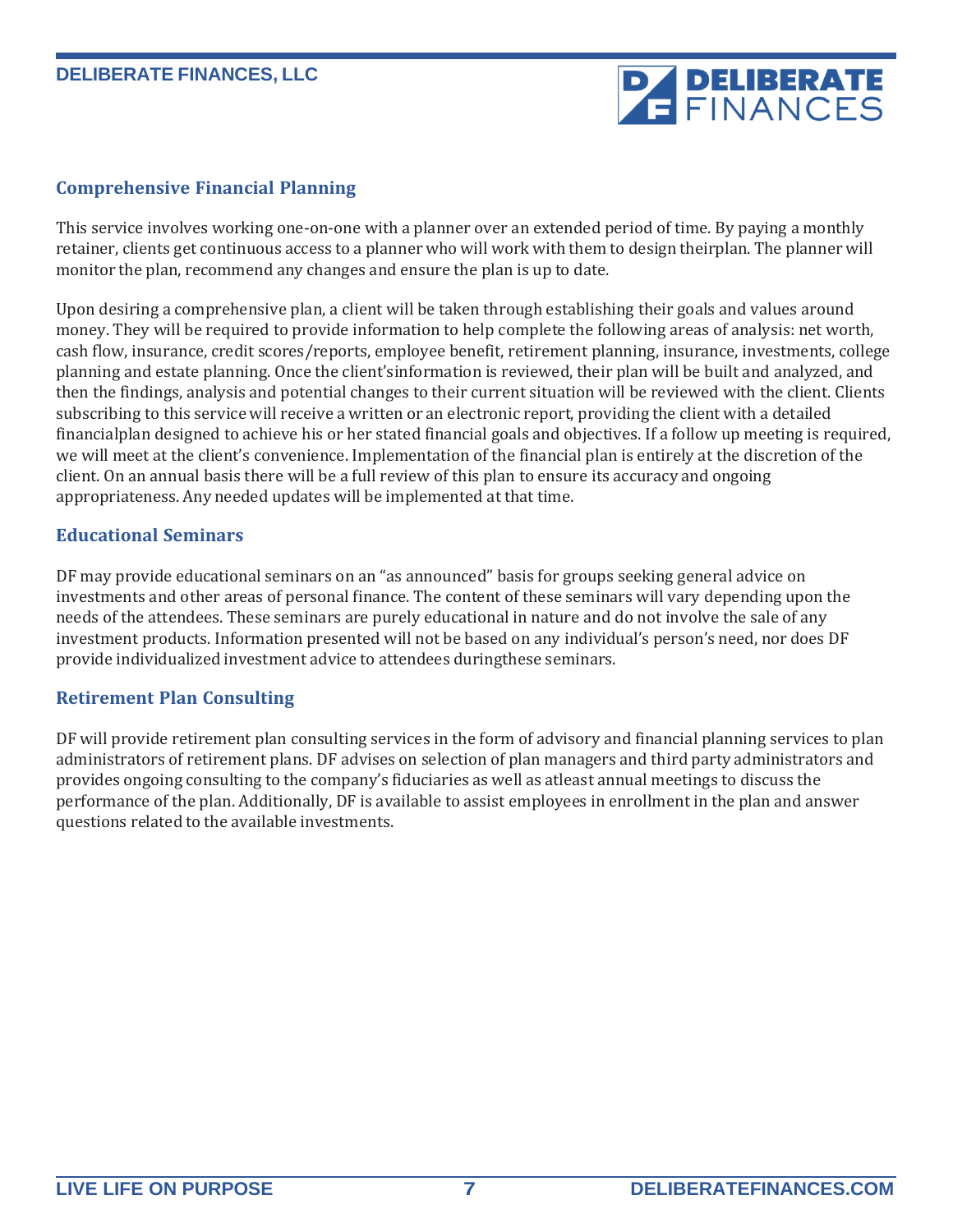## Comprehensive Financial Planning

This service involves working one-on-one with a planner over an extended period of time. By paying a monthly retainer, clients get continuous access to a planner who will work with them to design theirplan. The planner will monitor the plan, recommend any changes and ensure the plan is up to date.

Upon desiring a comprehensive plan, a client will be taken through establishing their goals and values around money. They will be required to provide information to help complete the following areas of analysis: net worth, cash flow, insurance, credit scores/reports, employee benefit, retirement planning, insurance, investments, college planning and estate planning. Once the client'sinformation is reviewed, their plan will be built and analyzed, and then the findings, analysis and potential changes to their current situation will be reviewed with the client. Clients subscribing to this service will receive a written or an electronic report, providing the client with a detailed financialplan designed to achieve his or her stated financial goals and objectives. If a follow up meeting is required, we will meet at the client's convenience. Implementation of the financial plan is entirely at the discretion of the client. On an annual basis there will be a full review of this plan to ensure its accuracy and ongoing appropriateness. Any needed updates will be implemented at that time.

## Educational Seminars

DF may provide educational seminars on an "as announced" basis for groups seeking general advice on investments and other areas of personal finance. The content of these seminars will vary depending upon the needs of the attendees. These seminars are purely educational in nature and do not involve the sale of any investment products. Information presented will not be based on any individual's person's need, nor does DF provide individualized investment advice to attendees duringthese seminars.

## Retirement Plan Consulting

DF will provide retirement plan consulting services in the form of advisory and financial planning services to plan administrators of retirement plans. DF advises on selection of plan managers and third party administrators and provides ongoing consulting to the company's fiduciaries as well as atleast annual meetings to discuss the performance of the plan. Additionally, DF is available to assist employees in enrollment in the plan and answer questions related to the available investments.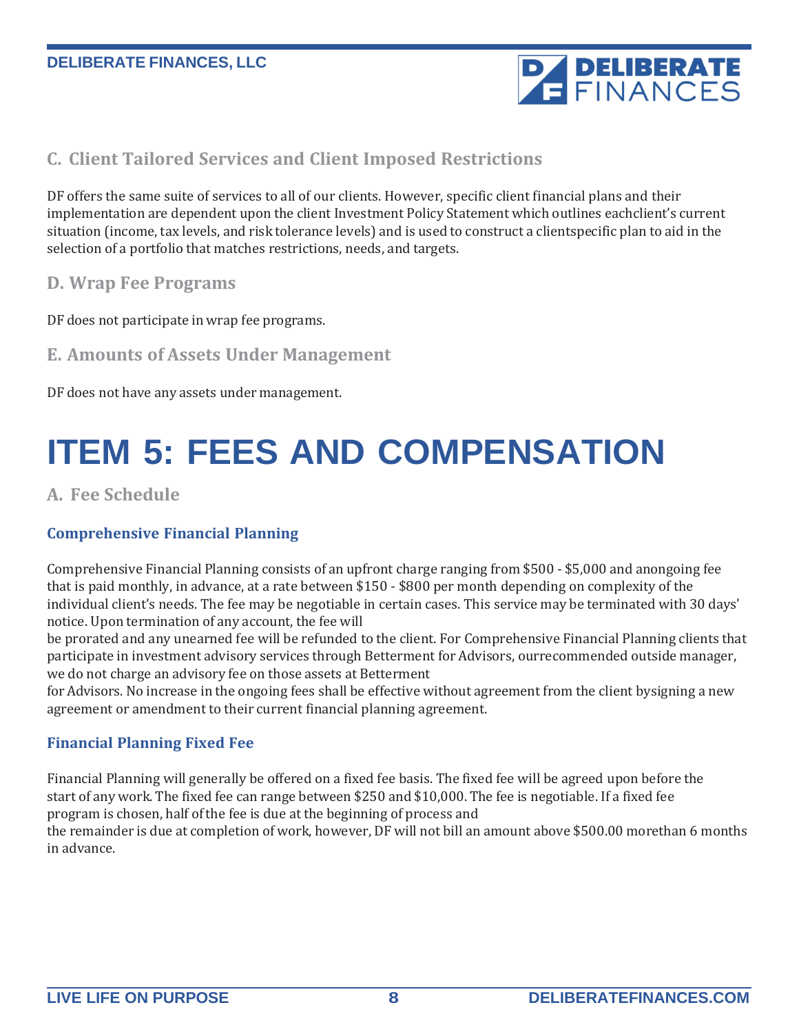### C. Client Tailored Services and Client Imposed Restrictions

DF offers the same suite of services to all of our clients. However, specific client financial plans and their implementation are dependent upon the client Investment Policy Statement which outlines eachclient's current situation (income, tax levels, and risk tolerance levels) and is used to construct a clientspecific plan to aid in the selection of a portfolio that matches restrictions, needs, and targets.

### D. Wrap Fee Programs

DF does not participate in wrap fee programs.

### E. Amounts of Assets Under Management

DF does not have any assets under management.

# ITEM 5: FEES AND COMPENSATION

### A. Fee Schedule

#### Comprehensive Financial Planning

Comprehensive Financial Planning consists of an upfront charge ranging from $500 - $5,000 and anongoing fee that is paid monthly, in advance, at a rate between $150 - $800 per month depending on complexity of the individual client's needs. The fee may be negotiable in certain cases. This service may be terminated with 30 days' notice. Upon termination of any account, the fee will be prorated and any unearned fee will be refunded to the client. For Comprehensive Financial Planning clients that participate in investment advisory services through Betterment for Advisors, ourrecommended outside manager, we do not charge an advisory fee on those assets at Betterment for Advisors. No increase in the ongoing fees shall be effective without agreement from the client bysigning a new agreement or amendment to their current financial planning agreement.

#### Financial Planning Fixed Fee

Financial Planning will generally be offered on a fixed fee basis. The fixed fee will be agreed upon before the start of any work. The fixed fee can range between $250 and $10,000. The fee is negotiable. If a fixed fee program is chosen, half of the fee is due at the beginning of process and the remainder is due at completion of work, however, DF will not bill an amount above $500.00 morethan 6 months in advance.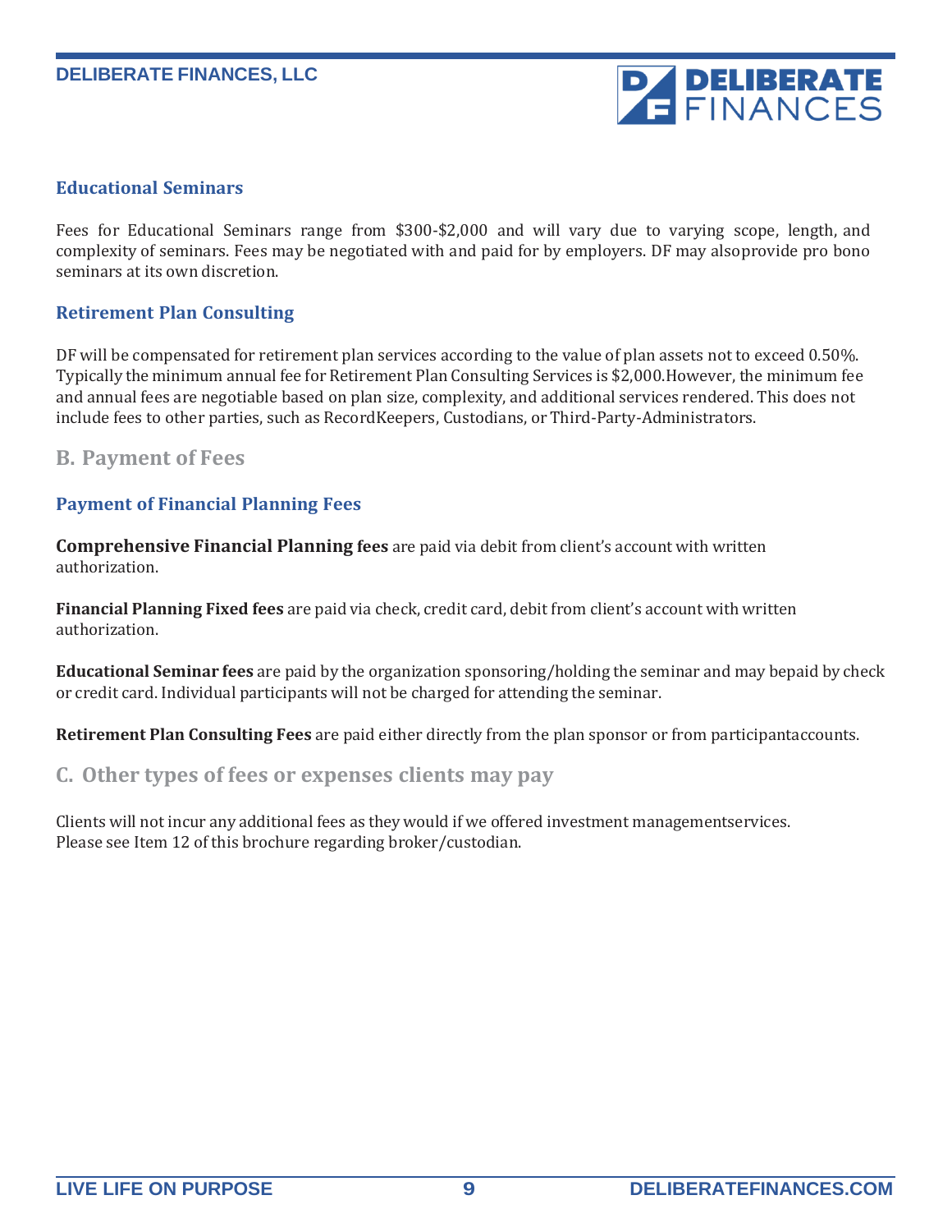### Educational Seminars

Fees for Educational Seminars range from $300-$2,000 and will vary due to varying scope, length, and complexity of seminars. Fees may be negotiated with and paid for by employers. DF may alsoprovide pro bono seminars at its own discretion.

### Retirement Plan Consulting

DF will be compensated for retirement plan services according to the value of plan assets not to exceed 0.50%. Typically the minimum annual fee for Retirement Plan Consulting Services is $2,000.However, the minimum fee and annual fees are negotiable based on plan size, complexity, and additional services rendered. This does not include fees to other parties, such as RecordKeepers, Custodians, or Third-Party-Administrators.

## B. Payment of Fees

### Payment of Financial Planning Fees

**Comprehensive Financial Planning fees** are paid via debit from client's account with written authorization.

**Financial Planning Fixed fees** are paid via check, credit card, debit from client's account with written authorization.

**Educational Seminar fees** are paid by the organization sponsoring/holding the seminar and may bepaid by check or credit card. Individual participants will not be charged for attending the seminar.

**Retirement Plan Consulting Fees** are paid either directly from the plan sponsor or from participantaccounts.

## C. Other types of fees or expenses clients may pay

Clients will not incur any additional fees as they would if we offered investment managementservices.
Please see Item 12 of this brochure regarding broker/custodian.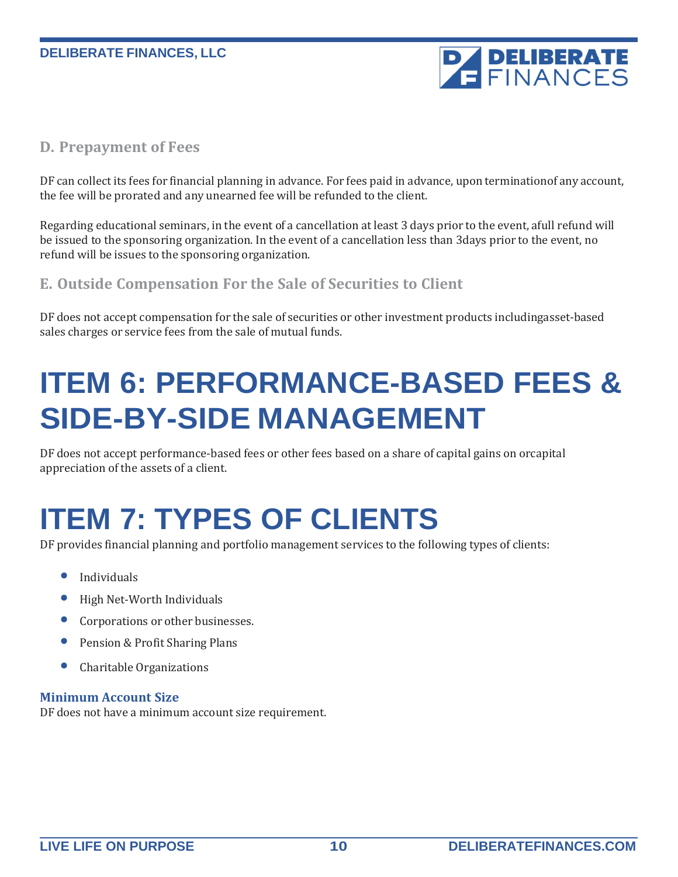### D. Prepayment of Fees

DF can collect its fees for financial planning in advance. For fees paid in advance, upon terminationof any account, the fee will be prorated and any unearned fee will be refunded to the client.

Regarding educational seminars, in the event of a cancellation at least 3 days prior to the event, afull refund will be issued to the sponsoring organization. In the event of a cancellation less than 3days prior to the event, no refund will be issues to the sponsoring organization.

### E. Outside Compensation For the Sale of Securities to Client

DF does not accept compensation for the sale of securities or other investment products includingasset-based sales charges or service fees from the sale of mutual funds.

# ITEM 6: PERFORMANCE-BASED FEES & SIDE-BY-SIDE MANAGEMENT

DF does not accept performance-based fees or other fees based on a share of capital gains on orcapital appreciation of the assets of a client.

# ITEM 7: TYPES OF CLIENTS

DF provides financial planning and portfolio management services to the following types of clients:

- Individuals
- High Net-Worth Individuals
- Corporations or other businesses.
- Pension & Profit Sharing Plans
- Charitable Organizations

**Minimum Account Size**
DF does not have a minimum account size requirement.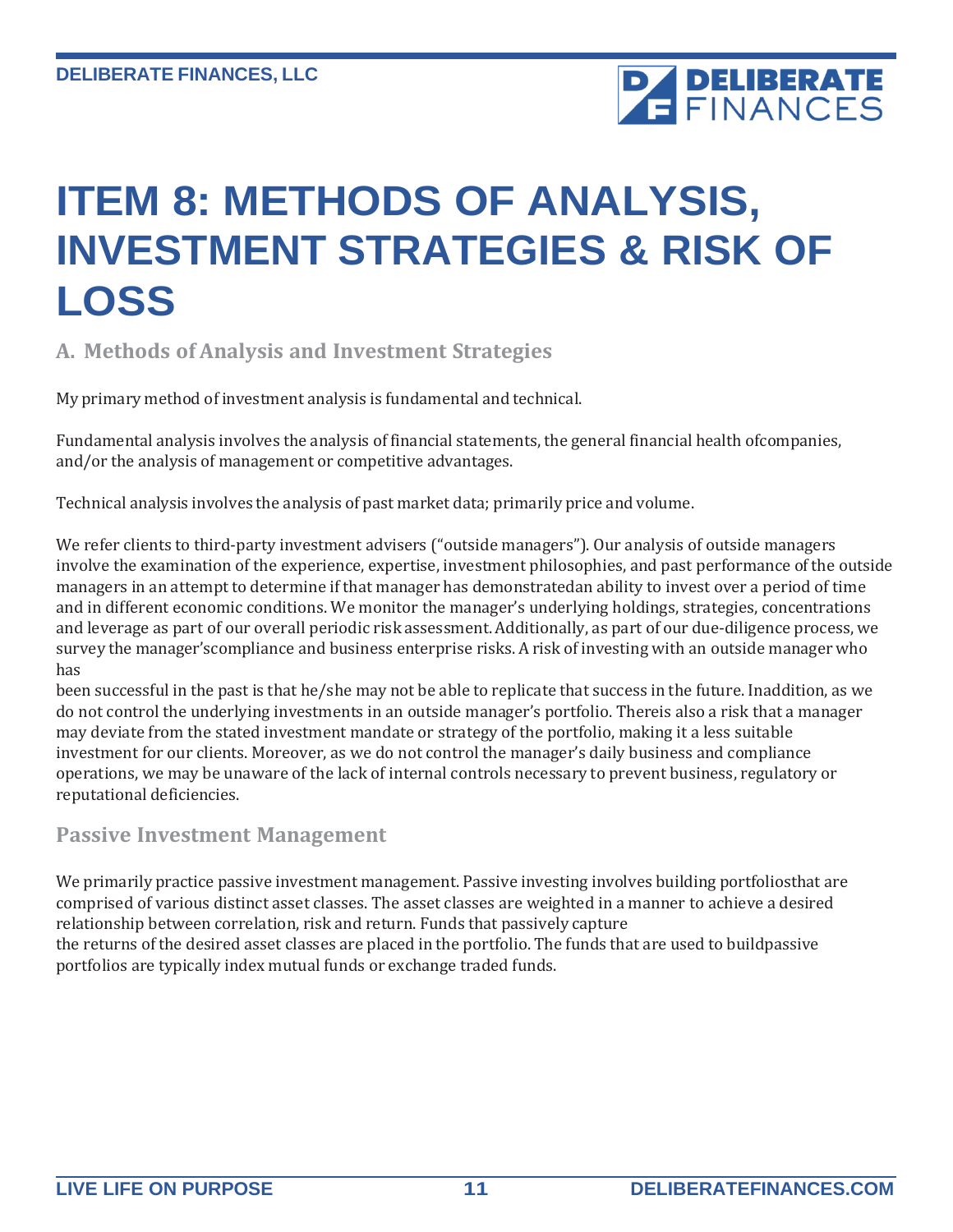# ITEM 8: METHODS OF ANALYSIS, INVESTMENT STRATEGIES & RISK OF LOSS

## A. Methods of Analysis and Investment Strategies

My primary method of investment analysis is fundamental and technical.

Fundamental analysis involves the analysis of financial statements, the general financial health ofcompanies, and/or the analysis of management or competitive advantages.

Technical analysis involves the analysis of past market data; primarily price and volume.

We refer clients to third-party investment advisers ("outside managers"). Our analysis of outside managers involve the examination of the experience, expertise, investment philosophies, and past performance of the outside managers in an attempt to determine if that manager has demonstratedan ability to invest over a period of time and in different economic conditions. We monitor the manager's underlying holdings, strategies, concentrations and leverage as part of our overall periodic risk assessment. Additionally, as part of our due-diligence process, we survey the manager'scompliance and business enterprise risks. A risk of investing with an outside manager who has been successful in the past is that he/she may not be able to replicate that success in the future. Inaddition, as we do not control the underlying investments in an outside manager's portfolio. Thereis also a risk that a manager may deviate from the stated investment mandate or strategy of the portfolio, making it a less suitable investment for our clients. Moreover, as we do not control the manager's daily business and compliance operations, we may be unaware of the lack of internal controls necessary to prevent business, regulatory or reputational deficiencies.

### Passive Investment Management

We primarily practice passive investment management. Passive investing involves building portfoliosthat are comprised of various distinct asset classes. The asset classes are weighted in a manner to achieve a desired relationship between correlation, risk and return. Funds that passively capture the returns of the desired asset classes are placed in the portfolio. The funds that are used to buildpassive portfolios are typically index mutual funds or exchange traded funds.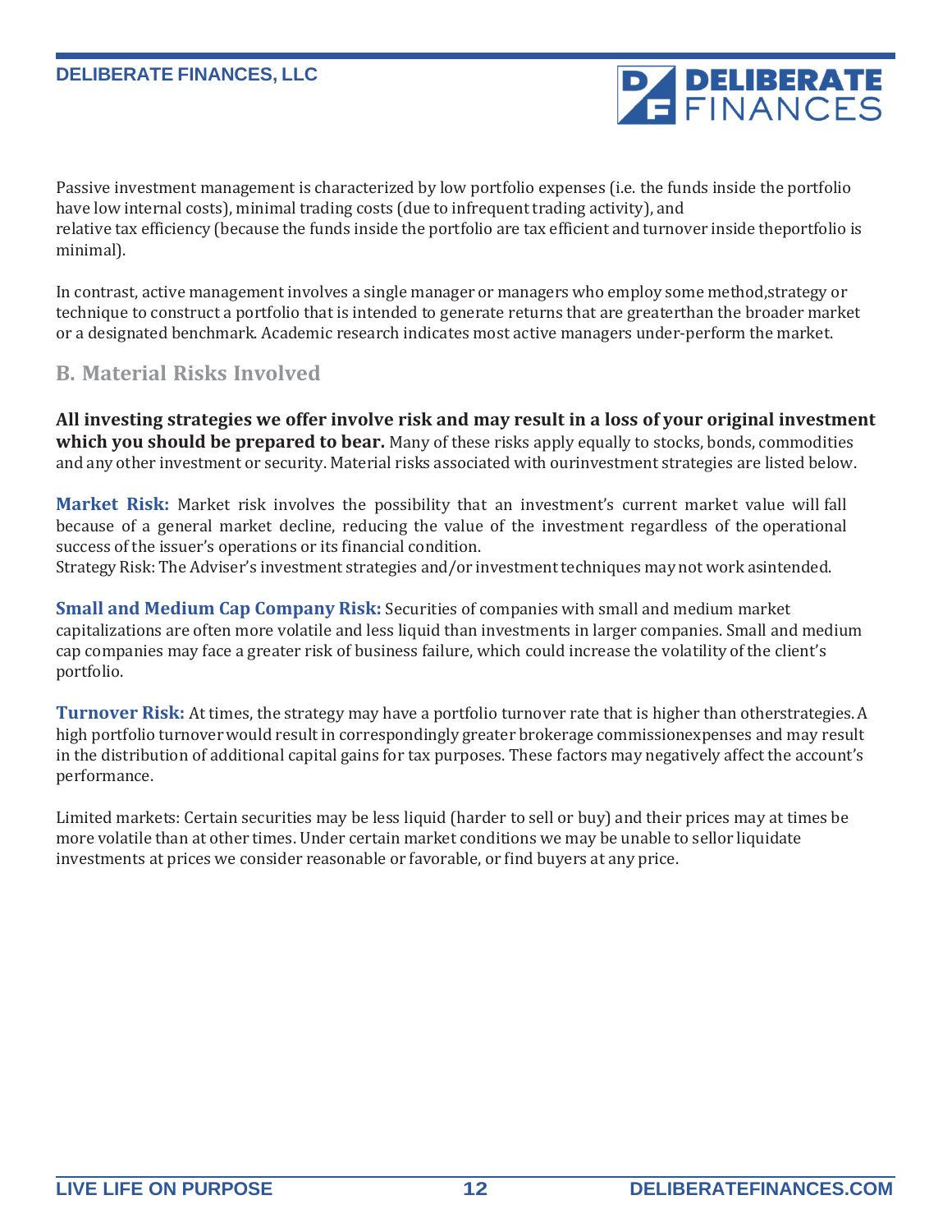Passive investment management is characterized by low portfolio expenses (i.e. the funds inside the portfolio have low internal costs), minimal trading costs (due to infrequent trading activity), and relative tax efficiency (because the funds inside the portfolio are tax efficient and turnover inside theportfolio is minimal).

In contrast, active management involves a single manager or managers who employ some method,strategy or technique to construct a portfolio that is intended to generate returns that are greaterthan the broader market or a designated benchmark. Academic research indicates most active managers under-perform the market.

## B. Material Risks Involved

**All investing strategies we offer involve risk and may result in a loss of your original investment which you should be prepared to bear.** Many of these risks apply equally to stocks, bonds, commodities and any other investment or security. Material risks associated with ourinvestment strategies are listed below.

**Market Risk:** Market risk involves the possibility that an investment's current market value will fall because of a general market decline, reducing the value of the investment regardless of the operational success of the issuer's operations or its financial condition.
Strategy Risk: The Adviser's investment strategies and/or investment techniques may not work asintended.

**Small and Medium Cap Company Risk:** Securities of companies with small and medium market capitalizations are often more volatile and less liquid than investments in larger companies. Small and medium cap companies may face a greater risk of business failure, which could increase the volatility of the client's portfolio.

**Turnover Risk:** At times, the strategy may have a portfolio turnover rate that is higher than otherstrategies. A high portfolio turnover would result in correspondingly greater brokerage commissionexpenses and may result in the distribution of additional capital gains for tax purposes. These factors may negatively affect the account's performance.

Limited markets: Certain securities may be less liquid (harder to sell or buy) and their prices may at times be more volatile than at other times. Under certain market conditions we may be unable to sellor liquidate investments at prices we consider reasonable or favorable, or find buyers at any price.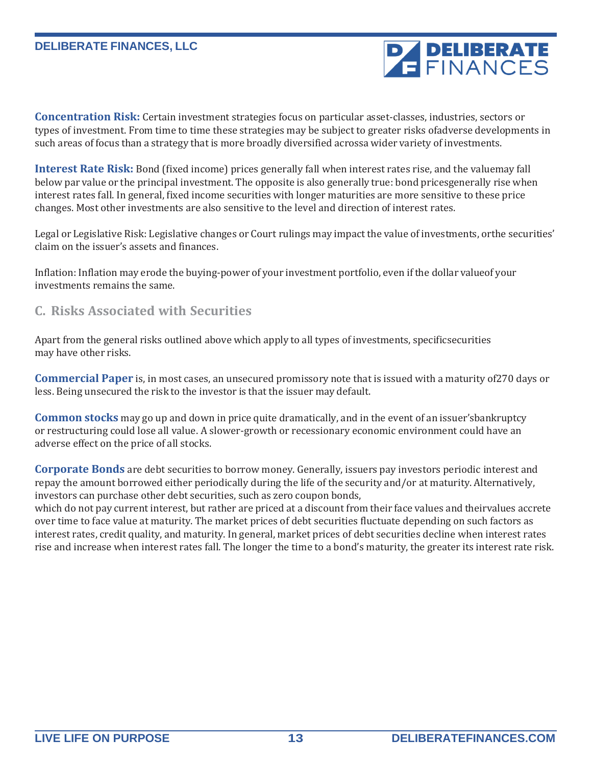**Concentration Risk:** Certain investment strategies focus on particular asset-classes, industries, sectors or types of investment. From time to time these strategies may be subject to greater risks ofadverse developments in such areas of focus than a strategy that is more broadly diversified acrossa wider variety of investments.

**Interest Rate Risk:** Bond (fixed income) prices generally fall when interest rates rise, and the valuemay fall below par value or the principal investment. The opposite is also generally true: bond pricesgenerally rise when interest rates fall. In general, fixed income securities with longer maturities are more sensitive to these price changes. Most other investments are also sensitive to the level and direction of interest rates.

Legal or Legislative Risk: Legislative changes or Court rulings may impact the value of investments, orthe securities' claim on the issuer's assets and finances.

Inflation: Inflation may erode the buying-power of your investment portfolio, even if the dollar valueof your investments remains the same.

## C. Risks Associated with Securities

Apart from the general risks outlined above which apply to all types of investments, specificsecurities may have other risks.

**Commercial Paper** is, in most cases, an unsecured promissory note that is issued with a maturity of270 days or less. Being unsecured the risk to the investor is that the issuer may default.

**Common stocks** may go up and down in price quite dramatically, and in the event of an issuer'sbankruptcy or restructuring could lose all value. A slower-growth or recessionary economic environment could have an adverse effect on the price of all stocks.

**Corporate Bonds** are debt securities to borrow money. Generally, issuers pay investors periodic interest and repay the amount borrowed either periodically during the life of the security and/or at maturity. Alternatively, investors can purchase other debt securities, such as zero coupon bonds,
which do not pay current interest, but rather are priced at a discount from their face values and theirvalues accrete over time to face value at maturity. The market prices of debt securities fluctuate depending on such factors as interest rates, credit quality, and maturity. In general, market prices of debt securities decline when interest rates rise and increase when interest rates fall. The longer the time to a bond's maturity, the greater its interest rate risk.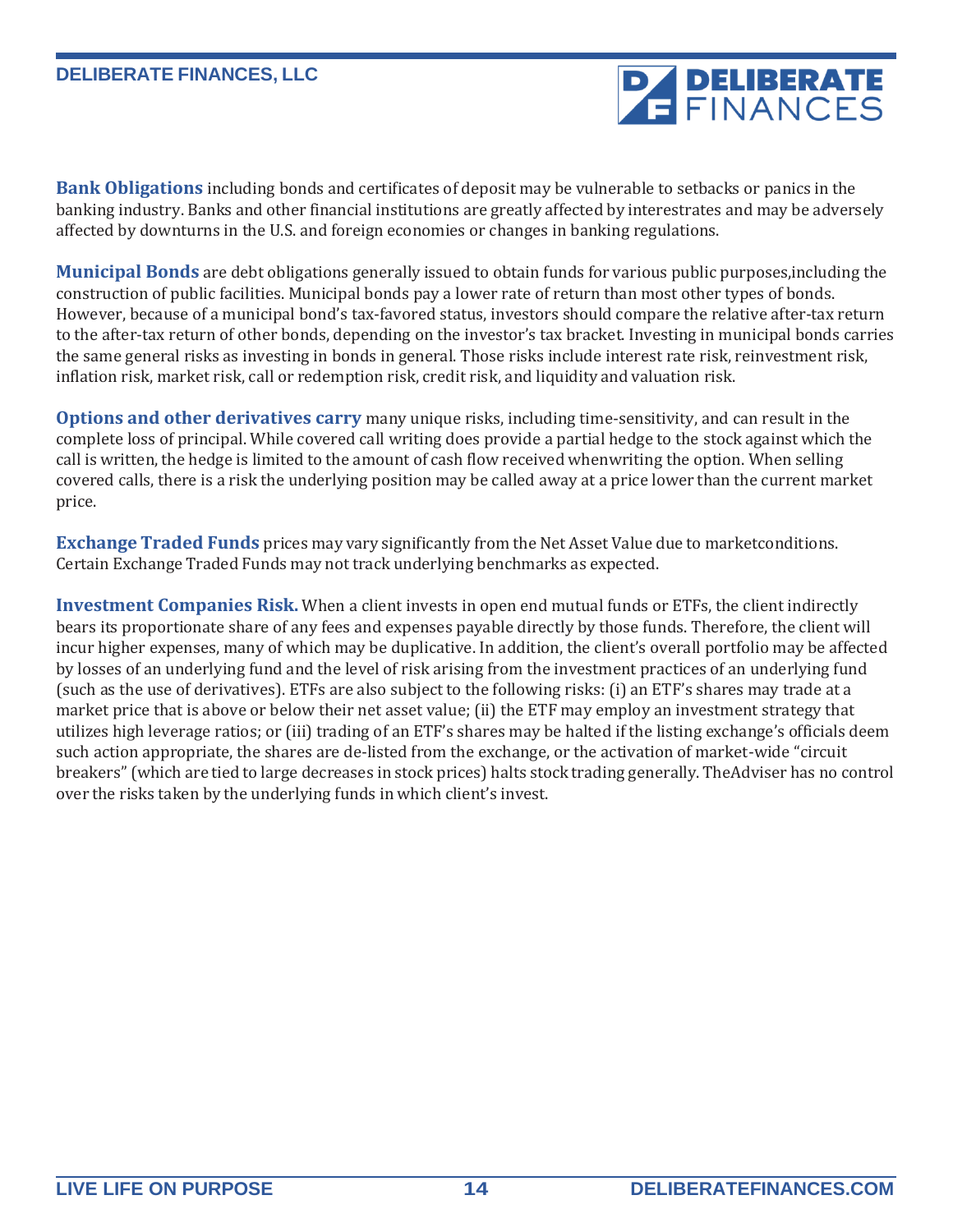**Bank Obligations** including bonds and certificates of deposit may be vulnerable to setbacks or panics in the banking industry. Banks and other financial institutions are greatly affected by interestrates and may be adversely affected by downturns in the U.S. and foreign economies or changes in banking regulations.

**Municipal Bonds** are debt obligations generally issued to obtain funds for various public purposes,including the construction of public facilities. Municipal bonds pay a lower rate of return than most other types of bonds. However, because of a municipal bond's tax-favored status, investors should compare the relative after-tax return to the after-tax return of other bonds, depending on the investor's tax bracket. Investing in municipal bonds carries the same general risks as investing in bonds in general. Those risks include interest rate risk, reinvestment risk, inflation risk, market risk, call or redemption risk, credit risk, and liquidity and valuation risk.

**Options and other derivatives carry** many unique risks, including time-sensitivity, and can result in the complete loss of principal. While covered call writing does provide a partial hedge to the stock against which the call is written, the hedge is limited to the amount of cash flow received whenwriting the option. When selling covered calls, there is a risk the underlying position may be called away at a price lower than the current market price.

**Exchange Traded Funds** prices may vary significantly from the Net Asset Value due to marketconditions. Certain Exchange Traded Funds may not track underlying benchmarks as expected.

**Investment Companies Risk.** When a client invests in open end mutual funds or ETFs, the client indirectly bears its proportionate share of any fees and expenses payable directly by those funds. Therefore, the client will incur higher expenses, many of which may be duplicative. In addition, the client's overall portfolio may be affected by losses of an underlying fund and the level of risk arising from the investment practices of an underlying fund (such as the use of derivatives). ETFs are also subject to the following risks: (i) an ETF's shares may trade at a market price that is above or below their net asset value; (ii) the ETF may employ an investment strategy that utilizes high leverage ratios; or (iii) trading of an ETF's shares may be halted if the listing exchange's officials deem such action appropriate, the shares are de-listed from the exchange, or the activation of market-wide "circuit breakers" (which are tied to large decreases in stock prices) halts stock trading generally. TheAdviser has no control over the risks taken by the underlying funds in which client's invest.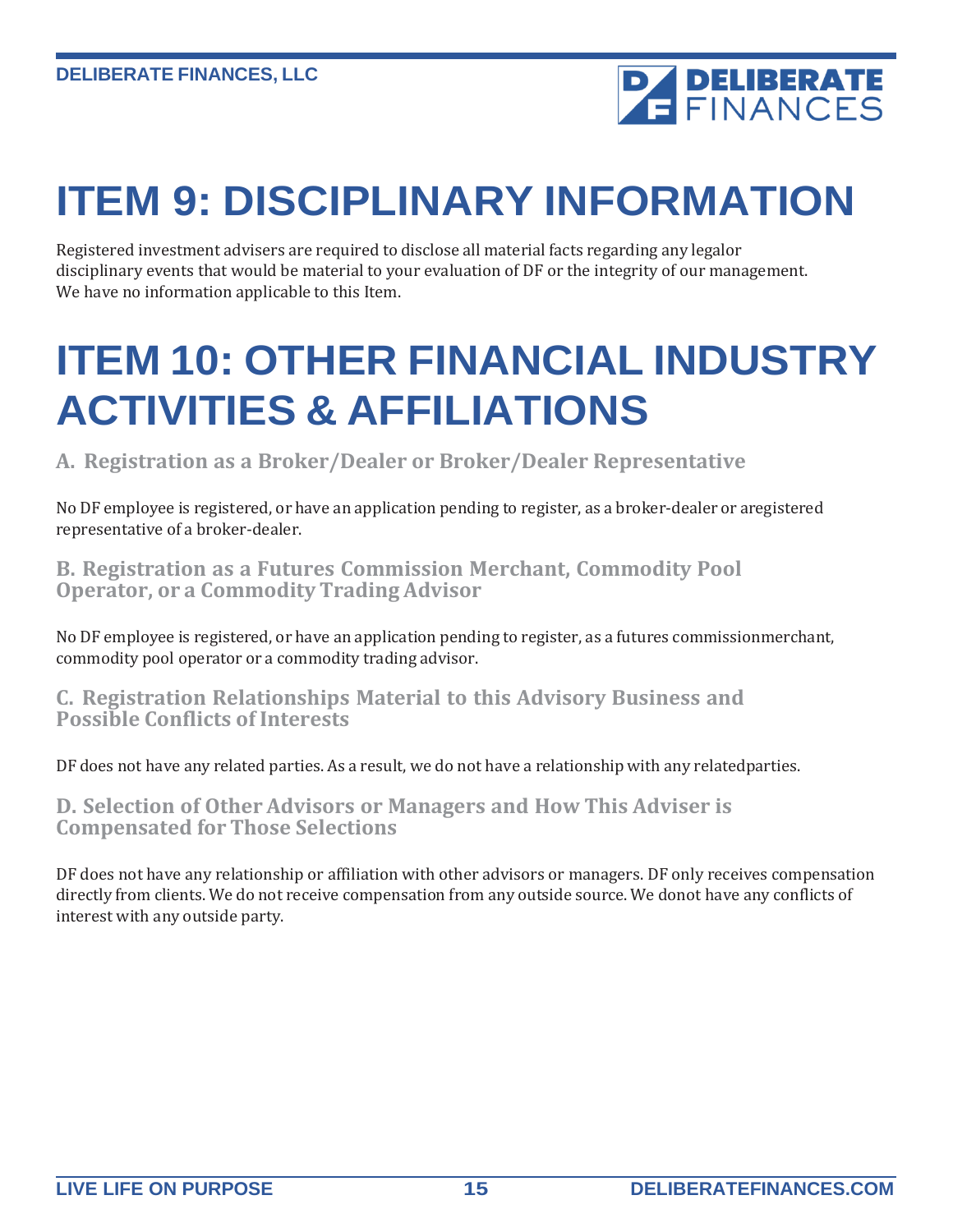# ITEM 9: DISCIPLINARY INFORMATION

Registered investment advisers are required to disclose all material facts regarding any legalor disciplinary events that would be material to your evaluation of DF or the integrity of our management. We have no information applicable to this Item.

# ITEM 10: OTHER FINANCIAL INDUSTRY ACTIVITIES & AFFILIATIONS

### A. Registration as a Broker/Dealer or Broker/Dealer Representative

No DF employee is registered, or have an application pending to register, as a broker-dealer or aregistered representative of a broker-dealer.

### B. Registration as a Futures Commission Merchant, Commodity Pool Operator, or a Commodity Trading Advisor

No DF employee is registered, or have an application pending to register, as a futures commissionmerchant, commodity pool operator or a commodity trading advisor.

### C. Registration Relationships Material to this Advisory Business and Possible Conflicts of Interests

DF does not have any related parties. As a result, we do not have a relationship with any relatedparties.

### D. Selection of Other Advisors or Managers and How This Adviser is Compensated for Those Selections

DF does not have any relationship or affiliation with other advisors or managers. DF only receives compensation directly from clients. We do not receive compensation from any outside source. We donot have any conflicts of interest with any outside party.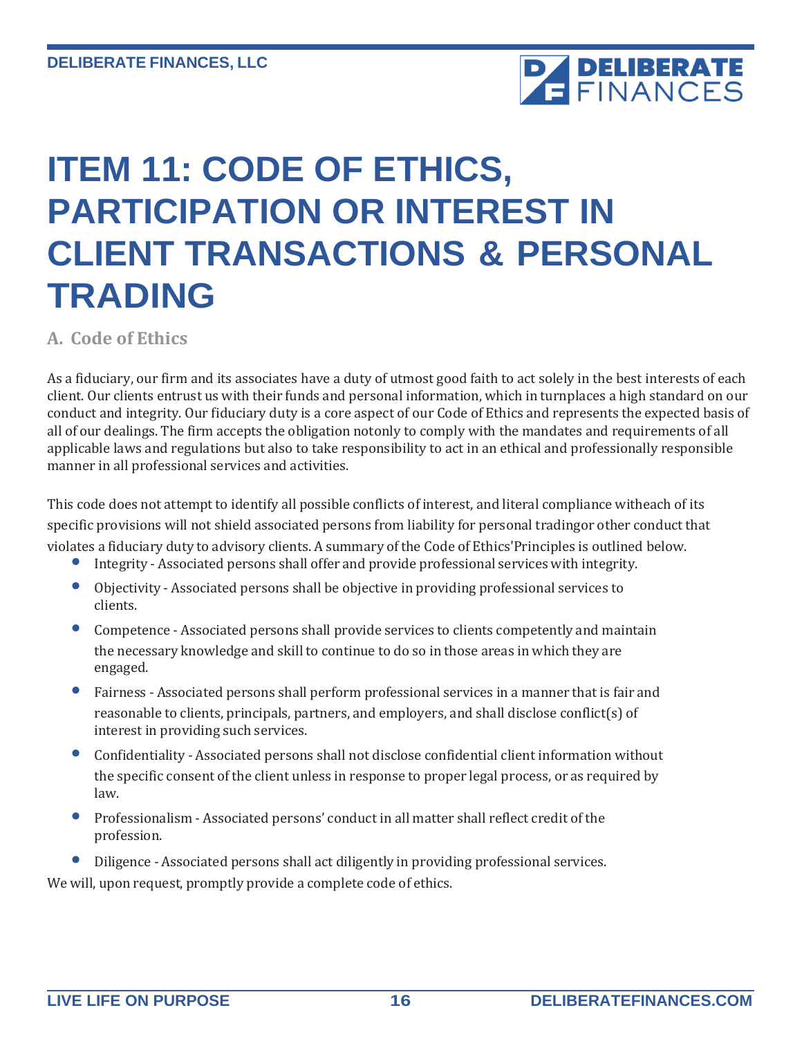# ITEM 11: CODE OF ETHICS, PARTICIPATION OR INTEREST IN CLIENT TRANSACTIONS & PERSONAL TRADING

## A. Code of Ethics

As a fiduciary, our firm and its associates have a duty of utmost good faith to act solely in the best interests of each client. Our clients entrust us with their funds and personal information, which in turnplaces a high standard on our conduct and integrity. Our fiduciary duty is a core aspect of our Code of Ethics and represents the expected basis of all of our dealings. The firm accepts the obligation notonly to comply with the mandates and requirements of all applicable laws and regulations but also to take responsibility to act in an ethical and professionally responsible manner in all professional services and activities.

This code does not attempt to identify all possible conflicts of interest, and literal compliance witheach of its specific provisions will not shield associated persons from liability for personal tradingor other conduct that violates a fiduciary duty to advisory clients. A summary of the Code of Ethics'Principles is outlined below.

- Integrity - Associated persons shall offer and provide professional services with integrity.
- Objectivity - Associated persons shall be objective in providing professional services to clients.
- Competence - Associated persons shall provide services to clients competently and maintain the necessary knowledge and skill to continue to do so in those areas in which they are engaged.
- Fairness - Associated persons shall perform professional services in a manner that is fair and reasonable to clients, principals, partners, and employers, and shall disclose conflict(s) of interest in providing such services.
- Confidentiality - Associated persons shall not disclose confidential client information without the specific consent of the client unless in response to proper legal process, or as required by law.
- Professionalism - Associated persons' conduct in all matter shall reflect credit of the profession.
- Diligence - Associated persons shall act diligently in providing professional services.

We will, upon request, promptly provide a complete code of ethics.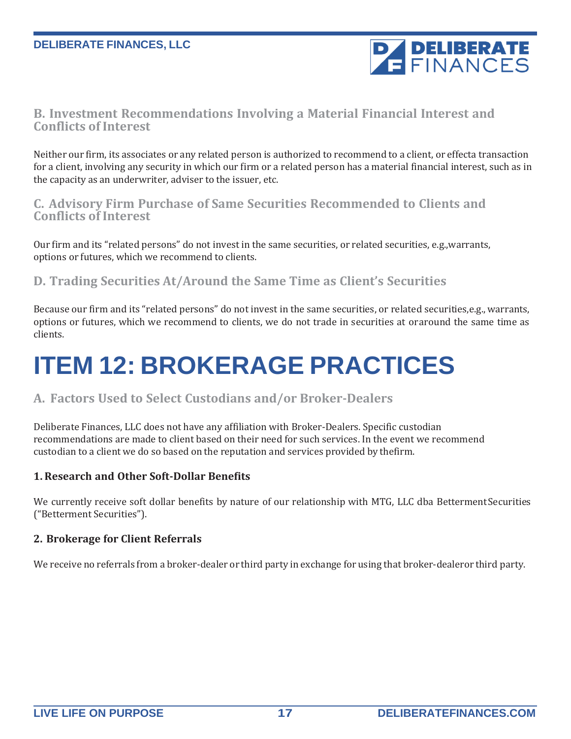### B. Investment Recommendations Involving a Material Financial Interest and Conflicts of Interest

Neither our firm, its associates or any related person is authorized to recommend to a client, or effecta transaction for a client, involving any security in which our firm or a related person has a material financial interest, such as in the capacity as an underwriter, adviser to the issuer, etc.

### C. Advisory Firm Purchase of Same Securities Recommended to Clients and Conflicts of Interest

Our firm and its "related persons" do not invest in the same securities, or related securities, e.g.,warrants, options or futures, which we recommend to clients.

### D. Trading Securities At/Around the Same Time as Client's Securities

Because our firm and its "related persons" do not invest in the same securities, or related securities,e.g., warrants, options or futures, which we recommend to clients, we do not trade in securities at oraround the same time as clients.

# ITEM 12: BROKERAGE PRACTICES

### A. Factors Used to Select Custodians and/or Broker-Dealers

Deliberate Finances, LLC does not have any affiliation with Broker-Dealers. Specific custodian recommendations are made to client based on their need for such services. In the event we recommend custodian to a client we do so based on the reputation and services provided by thefirm.

**1. Research and Other Soft-Dollar Benefits**

We currently receive soft dollar benefits by nature of our relationship with MTG, LLC dba Betterment Securities ("Betterment Securities").

**2. Brokerage for Client Referrals**

We receive no referrals from a broker-dealer or third party in exchange for using that broker-dealeror third party.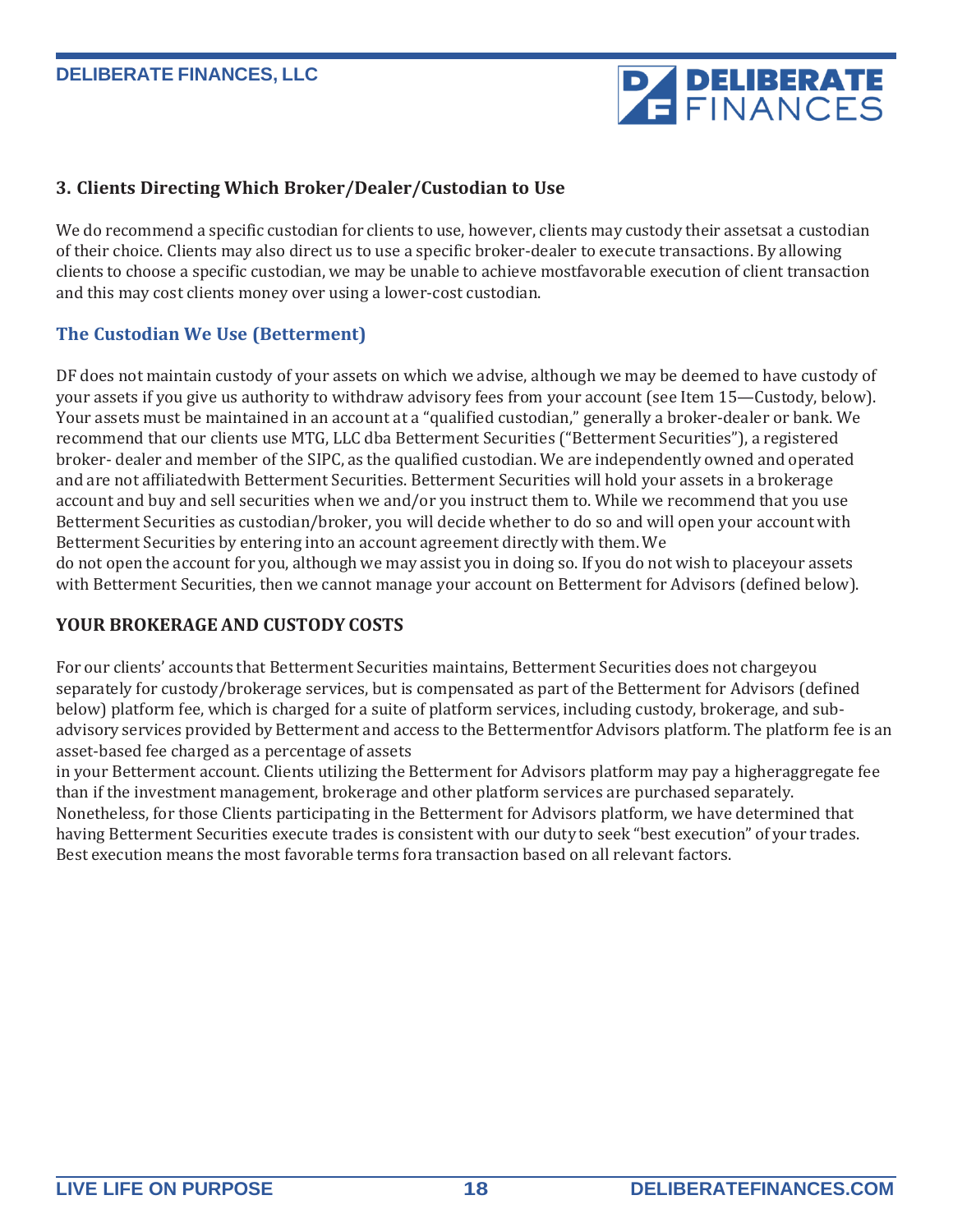### 3. Clients Directing Which Broker/Dealer/Custodian to Use

We do recommend a specific custodian for clients to use, however, clients may custody their assetsat a custodian of their choice. Clients may also direct us to use a specific broker-dealer to execute transactions. By allowing clients to choose a specific custodian, we may be unable to achieve mostfavorable execution of client transaction and this may cost clients money over using a lower-cost custodian.

### The Custodian We Use (Betterment)

DF does not maintain custody of your assets on which we advise, although we may be deemed to have custody of your assets if you give us authority to withdraw advisory fees from your account (see Item 15—Custody, below). Your assets must be maintained in an account at a "qualified custodian," generally a broker-dealer or bank. We recommend that our clients use MTG, LLC dba Betterment Securities ("Betterment Securities"), a registered broker- dealer and member of the SIPC, as the qualified custodian. We are independently owned and operated and are not affiliatedwith Betterment Securities. Betterment Securities will hold your assets in a brokerage account and buy and sell securities when we and/or you instruct them to. While we recommend that you use Betterment Securities as custodian/broker, you will decide whether to do so and will open your account with Betterment Securities by entering into an account agreement directly with them. We do not open the account for you, although we may assist you in doing so. If you do not wish to placeyour assets with Betterment Securities, then we cannot manage your account on Betterment for Advisors (defined below).

### YOUR BROKERAGE AND CUSTODY COSTS

For our clients' accounts that Betterment Securities maintains, Betterment Securities does not chargeyou separately for custody/brokerage services, but is compensated as part of the Betterment for Advisors (defined below) platform fee, which is charged for a suite of platform services, including custody, brokerage, and sub-advisory services provided by Betterment and access to the Bettermentfor Advisors platform. The platform fee is an asset-based fee charged as a percentage of assets in your Betterment account. Clients utilizing the Betterment for Advisors platform may pay a higheraggregate fee than if the investment management, brokerage and other platform services are purchased separately. Nonetheless, for those Clients participating in the Betterment for Advisors platform, we have determined that having Betterment Securities execute trades is consistent with our duty to seek "best execution" of your trades. Best execution means the most favorable terms fora transaction based on all relevant factors.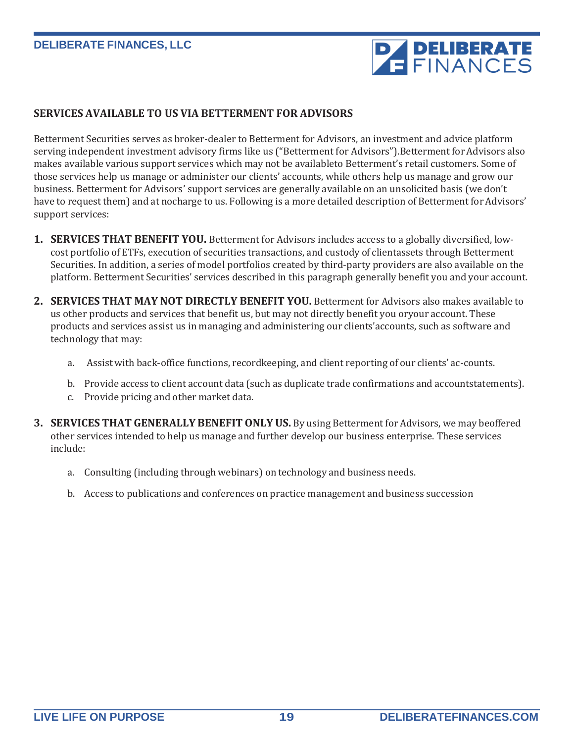## SERVICES AVAILABLE TO US VIA BETTERMENT FOR ADVISORS

Betterment Securities serves as broker-dealer to Betterment for Advisors, an investment and advice platform serving independent investment advisory firms like us ("Betterment for Advisors").Betterment for Advisors also makes available various support services which may not be availableto Betterment's retail customers. Some of those services help us manage or administer our clients' accounts, while others help us manage and grow our business. Betterment for Advisors' support services are generally available on an unsolicited basis (we don't have to request them) and at nocharge to us. Following is a more detailed description of Betterment for Advisors' support services:

1. **SERVICES THAT BENEFIT YOU.** Betterment for Advisors includes access to a globally diversified, low-cost portfolio of ETFs, execution of securities transactions, and custody of clientassets through Betterment Securities. In addition, a series of model portfolios created by third-party providers are also available on the platform. Betterment Securities' services described in this paragraph generally benefit you and your account.

2. **SERVICES THAT MAY NOT DIRECTLY BENEFIT YOU.** Betterment for Advisors also makes available to us other products and services that benefit us, but may not directly benefit you oryour account. These products and services assist us in managing and administering our clients'accounts, such as software and technology that may:

   a. Assist with back-office functions, recordkeeping, and client reporting of our clients' ac-counts.

   b. Provide access to client account data (such as duplicate trade confirmations and accountstatements).

   c. Provide pricing and other market data.

3. **SERVICES THAT GENERALLY BENEFIT ONLY US.** By using Betterment for Advisors, we may beoffered other services intended to help us manage and further develop our business enterprise. These services include:

   a. Consulting (including through webinars) on technology and business needs.

   b. Access to publications and conferences on practice management and business succession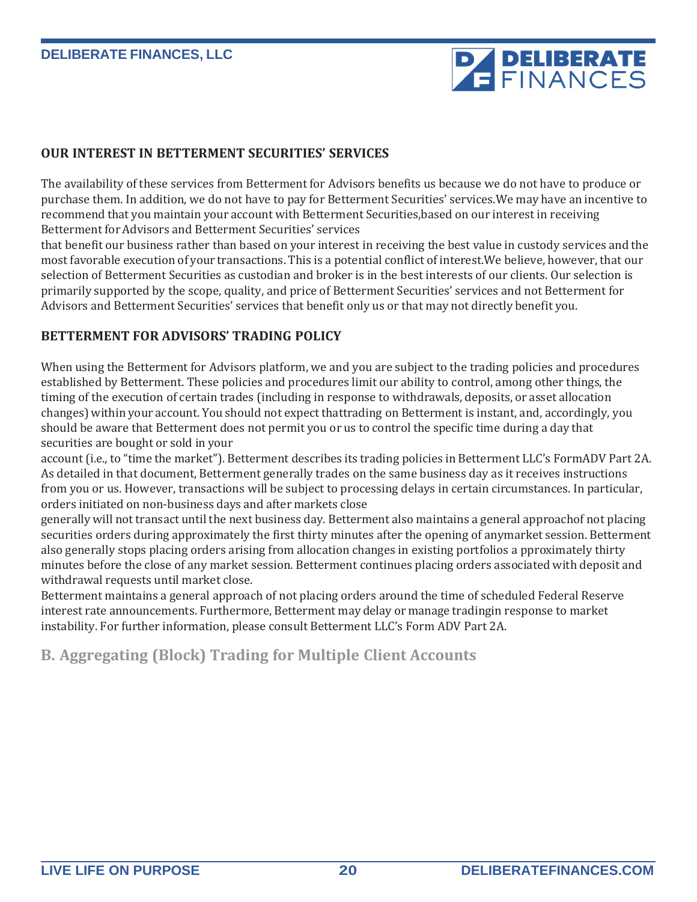### OUR INTEREST IN BETTERMENT SECURITIES' SERVICES

The availability of these services from Betterment for Advisors benefits us because we do not have to produce or purchase them. In addition, we do not have to pay for Betterment Securities' services.We may have an incentive to recommend that you maintain your account with Betterment Securities,based on our interest in receiving Betterment for Advisors and Betterment Securities' services that benefit our business rather than based on your interest in receiving the best value in custody services and the most favorable execution of your transactions. This is a potential conflict of interest.We believe, however, that our selection of Betterment Securities as custodian and broker is in the best interests of our clients. Our selection is primarily supported by the scope, quality, and price of Betterment Securities' services and not Betterment for Advisors and Betterment Securities' services that benefit only us or that may not directly benefit you.

### BETTERMENT FOR ADVISORS' TRADING POLICY

When using the Betterment for Advisors platform, we and you are subject to the trading policies and procedures established by Betterment. These policies and procedures limit our ability to control, among other things, the timing of the execution of certain trades (including in response to withdrawals, deposits, or asset allocation changes) within your account. You should not expect thattrading on Betterment is instant, and, accordingly, you should be aware that Betterment does not permit you or us to control the specific time during a day that securities are bought or sold in your account (i.e., to "time the market"). Betterment describes its trading policies in Betterment LLC's FormADV Part 2A. As detailed in that document, Betterment generally trades on the same business day as it receives instructions from you or us. However, transactions will be subject to processing delays in certain circumstances. In particular, orders initiated on non-business days and after markets close generally will not transact until the next business day. Betterment also maintains a general approachof not placing securities orders during approximately the first thirty minutes after the opening of anymarket session. Betterment also generally stops placing orders arising from allocation changes in existing portfolios a pproximately thirty minutes before the close of any market session. Betterment continues placing orders associated with deposit and withdrawal requests until market close.

Betterment maintains a general approach of not placing orders around the time of scheduled Federal Reserve interest rate announcements. Furthermore, Betterment may delay or manage tradingin response to market instability. For further information, please consult Betterment LLC's Form ADV Part 2A.

## B. Aggregating (Block) Trading for Multiple Client Accounts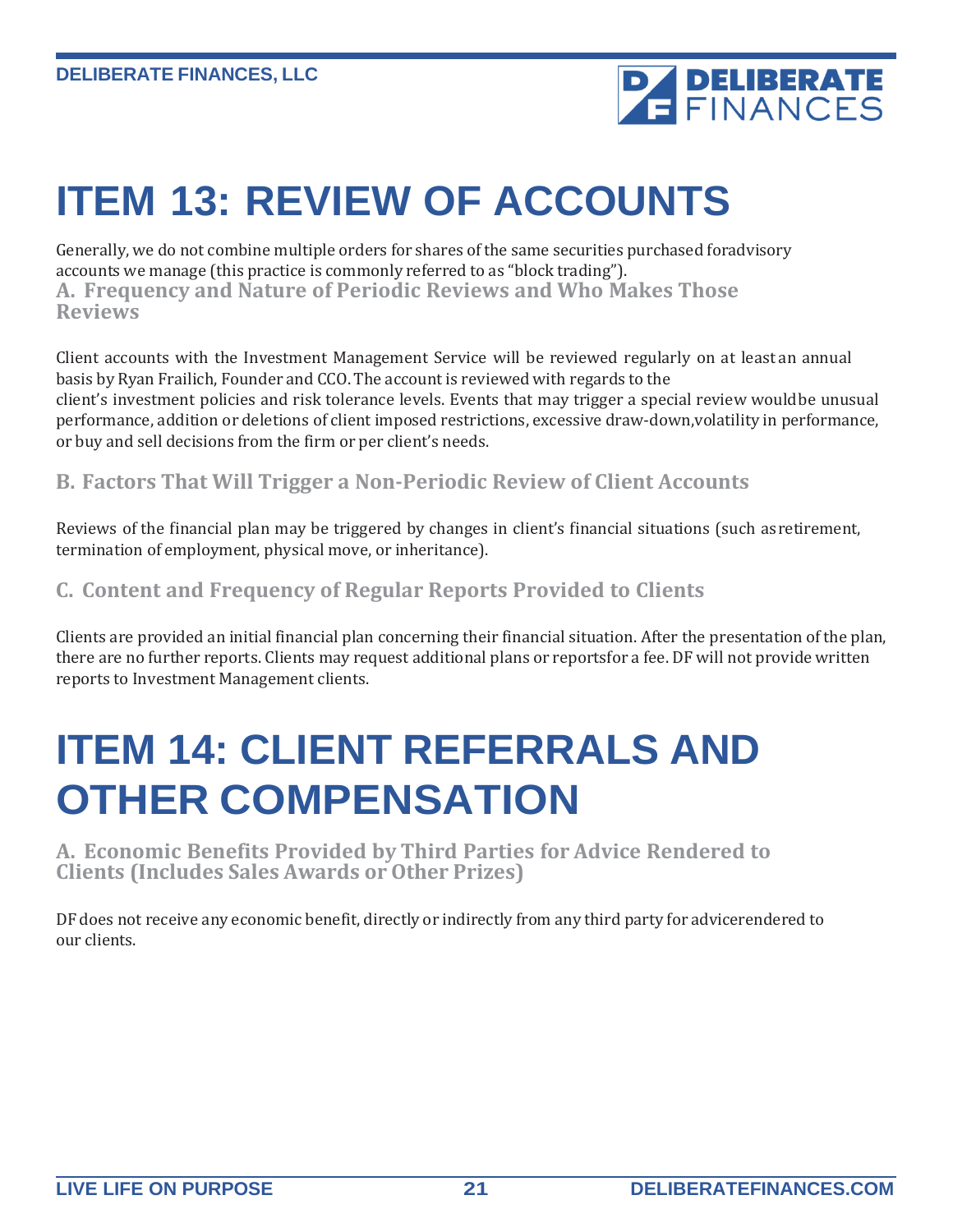# ITEM 13: REVIEW OF ACCOUNTS

Generally, we do not combine multiple orders for shares of the same securities purchased foradvisory accounts we manage (this practice is commonly referred to as "block trading").

### A. Frequency and Nature of Periodic Reviews and Who Makes Those Reviews

Client accounts with the Investment Management Service will be reviewed regularly on at least an annual basis by Ryan Frailich, Founder and CCO. The account is reviewed with regards to the client's investment policies and risk tolerance levels. Events that may trigger a special review wouldbe unusual performance, addition or deletions of client imposed restrictions, excessive draw-down,volatility in performance, or buy and sell decisions from the firm or per client's needs.

### B. Factors That Will Trigger a Non-Periodic Review of Client Accounts

Reviews of the financial plan may be triggered by changes in client's financial situations (such asretirement, termination of employment, physical move, or inheritance).

### C. Content and Frequency of Regular Reports Provided to Clients

Clients are provided an initial financial plan concerning their financial situation. After the presentation of the plan, there are no further reports. Clients may request additional plans or reportsfor a fee. DF will not provide written reports to Investment Management clients.

# ITEM 14: CLIENT REFERRALS AND OTHER COMPENSATION

### A. Economic Benefits Provided by Third Parties for Advice Rendered to Clients (Includes Sales Awards or Other Prizes)

DF does not receive any economic benefit, directly or indirectly from any third party for advicerendered to our clients.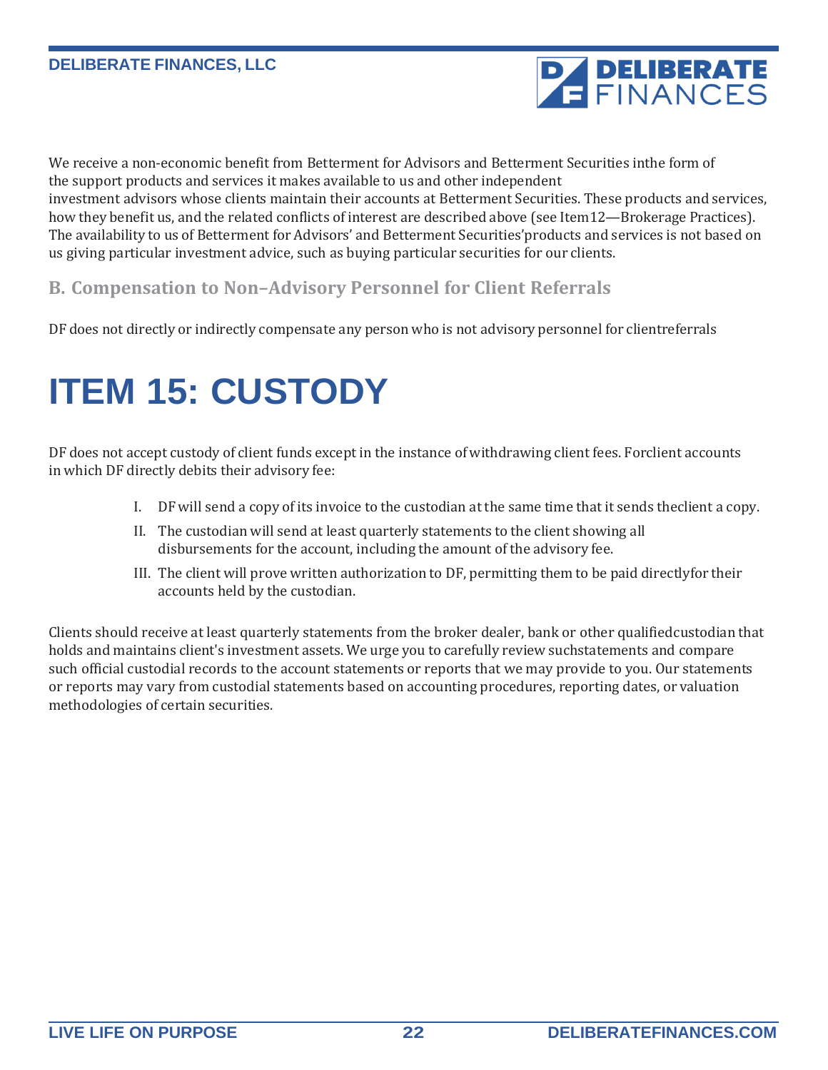We receive a non-economic benefit from Betterment for Advisors and Betterment Securities inthe form of the support products and services it makes available to us and other independent investment advisors whose clients maintain their accounts at Betterment Securities. These products and services, how they benefit us, and the related conflicts of interest are described above (see Item12—Brokerage Practices). The availability to us of Betterment for Advisors' and Betterment Securities'products and services is not based on us giving particular investment advice, such as buying particular securities for our clients.

## B. Compensation to Non–Advisory Personnel for Client Referrals

DF does not directly or indirectly compensate any person who is not advisory personnel for clientreferrals

# ITEM 15: CUSTODY

DF does not accept custody of client funds except in the instance of withdrawing client fees. Forclient accounts in which DF directly debits their advisory fee:

I. DF will send a copy of its invoice to the custodian at the same time that it sends theclient a copy.
II. The custodian will send at least quarterly statements to the client showing all disbursements for the account, including the amount of the advisory fee.
III. The client will prove written authorization to DF, permitting them to be paid directlyfor their accounts held by the custodian.

Clients should receive at least quarterly statements from the broker dealer, bank or other qualifiedcustodian that holds and maintains client's investment assets. We urge you to carefully review suchstatements and compare such official custodial records to the account statements or reports that we may provide to you. Our statements or reports may vary from custodial statements based on accounting procedures, reporting dates, or valuation methodologies of certain securities.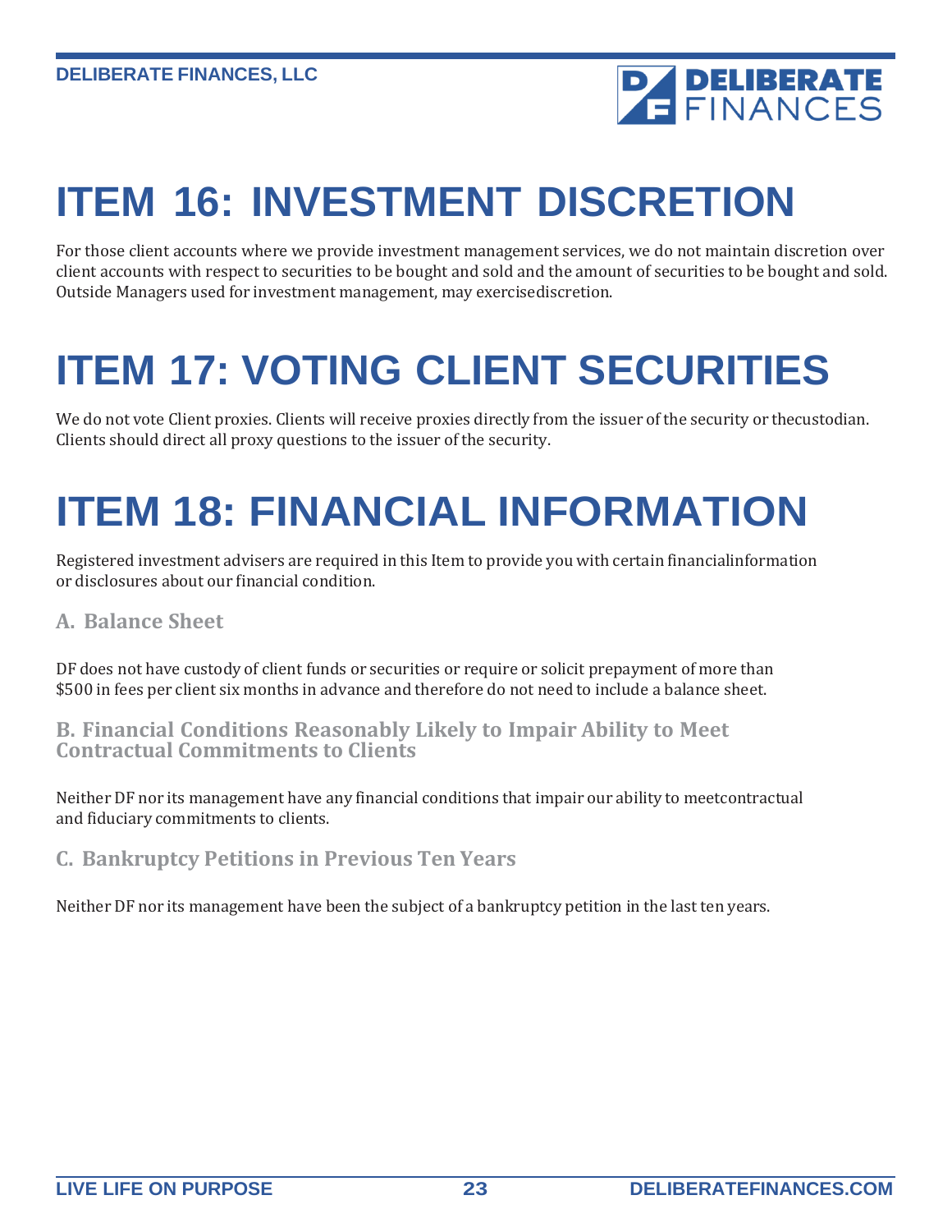# ITEM 16: INVESTMENT DISCRETION

For those client accounts where we provide investment management services, we do not maintain discretion over client accounts with respect to securities to be bought and sold and the amount of securities to be bought and sold. Outside Managers used for investment management, may exercisediscretion.

# ITEM 17: VOTING CLIENT SECURITIES

We do not vote Client proxies. Clients will receive proxies directly from the issuer of the security or thecustodian. Clients should direct all proxy questions to the issuer of the security.

# ITEM 18: FINANCIAL INFORMATION

Registered investment advisers are required in this Item to provide you with certain financialinformation or disclosures about our financial condition.

### A. Balance Sheet

DF does not have custody of client funds or securities or require or solicit prepayment of more than $500 in fees per client six months in advance and therefore do not need to include a balance sheet.

### B. Financial Conditions Reasonably Likely to Impair Ability to Meet Contractual Commitments to Clients

Neither DF nor its management have any financial conditions that impair our ability to meetcontractual and fiduciary commitments to clients.

### C. Bankruptcy Petitions in Previous Ten Years

Neither DF nor its management have been the subject of a bankruptcy petition in the last ten years.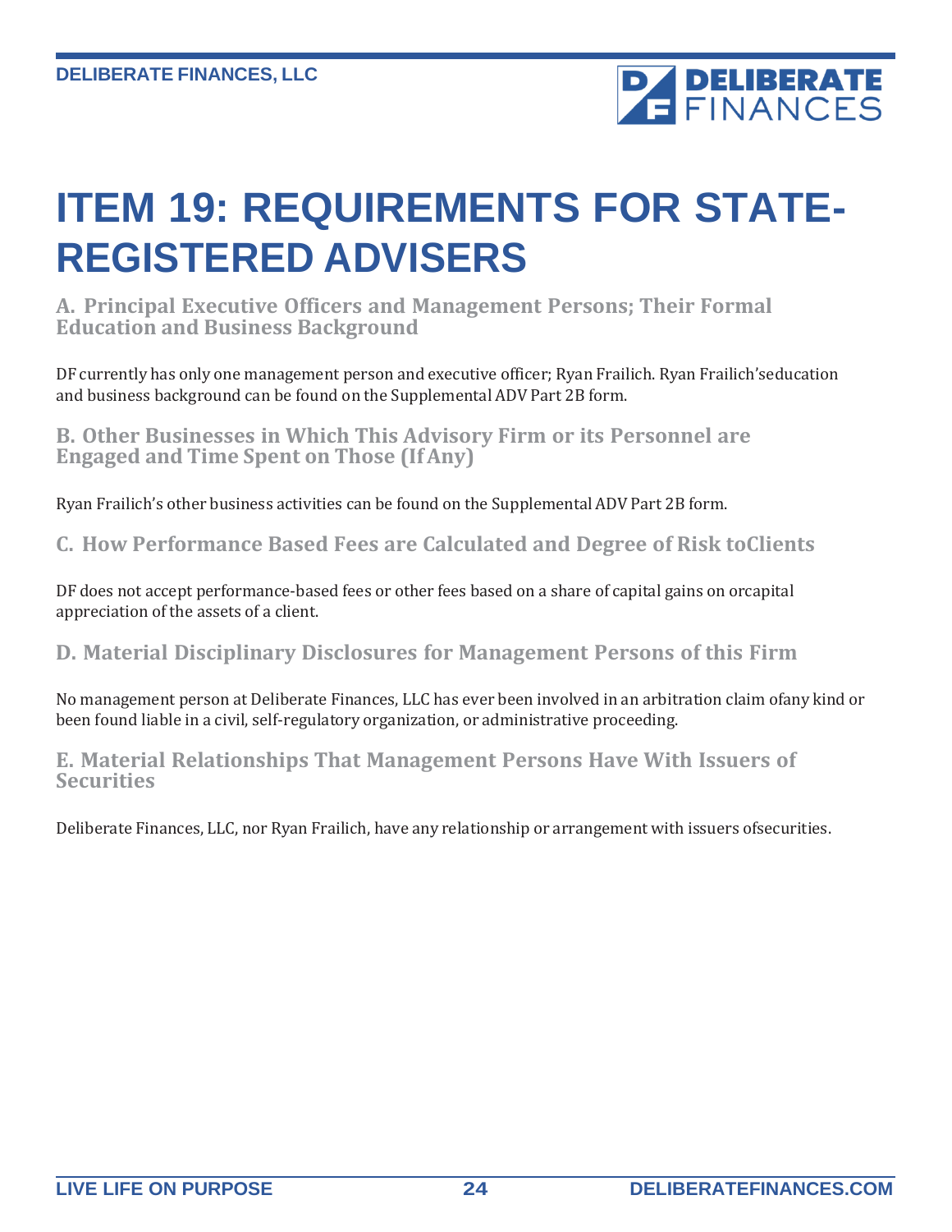# ITEM 19: REQUIREMENTS FOR STATE-REGISTERED ADVISERS

## A. Principal Executive Officers and Management Persons; Their Formal Education and Business Background

DF currently has only one management person and executive officer; Ryan Frailich. Ryan Frailich'seducation and business background can be found on the Supplemental ADV Part 2B form.

## B. Other Businesses in Which This Advisory Firm or its Personnel are Engaged and Time Spent on Those (If Any)

Ryan Frailich's other business activities can be found on the Supplemental ADV Part 2B form.

## C. How Performance Based Fees are Calculated and Degree of Risk toClients

DF does not accept performance-based fees or other fees based on a share of capital gains on orcapital appreciation of the assets of a client.

## D. Material Disciplinary Disclosures for Management Persons of this Firm

No management person at Deliberate Finances, LLC has ever been involved in an arbitration claim ofany kind or been found liable in a civil, self-regulatory organization, or administrative proceeding.

## E. Material Relationships That Management Persons Have With Issuers of Securities

Deliberate Finances, LLC, nor Ryan Frailich, have any relationship or arrangement with issuers ofsecurities.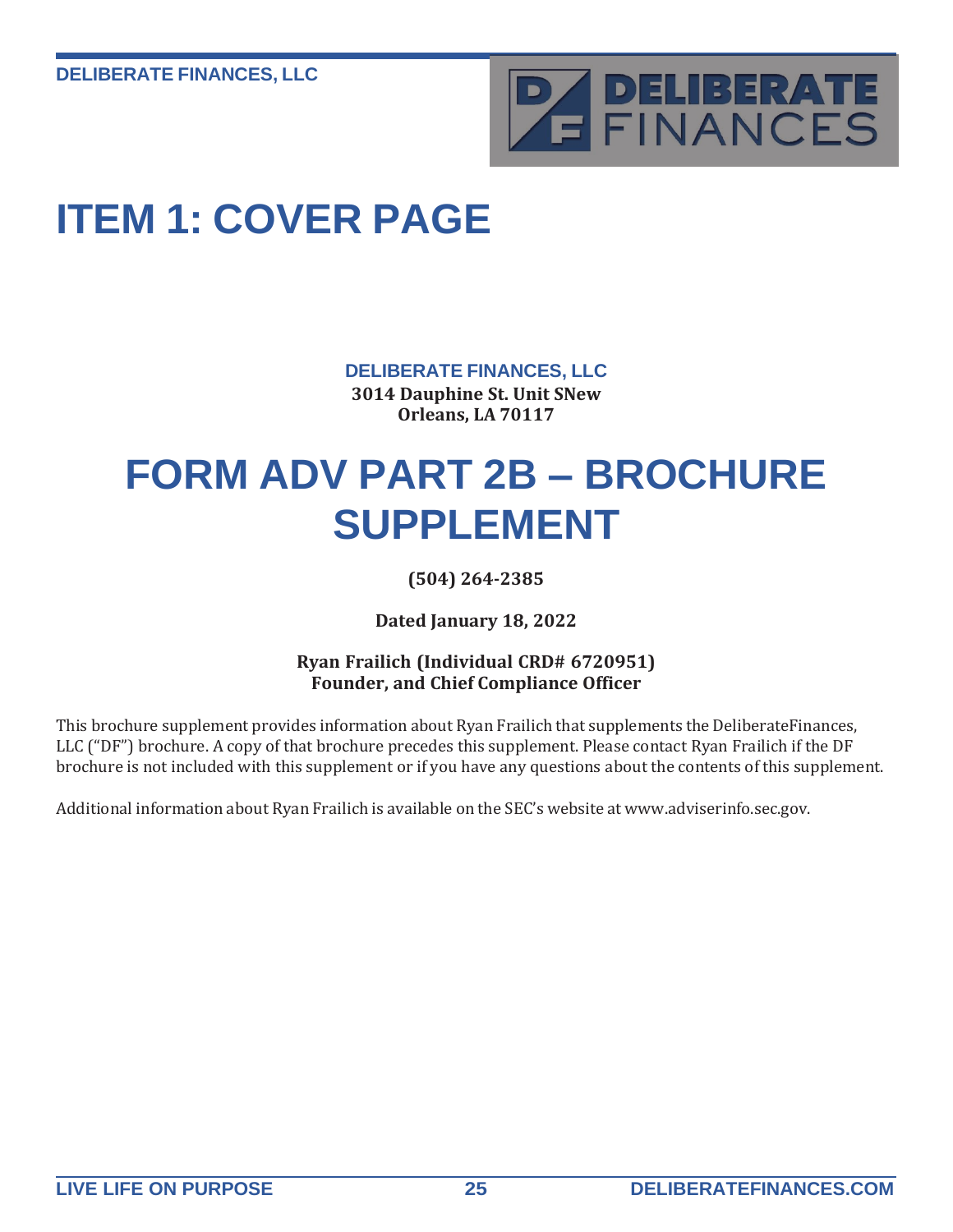# ITEM 1: COVER PAGE

**DELIBERATE FINANCES, LLC**
**3014 Dauphine St. Unit SNew Orleans, LA 70117**

# FORM ADV PART 2B – BROCHURE SUPPLEMENT

**(504) 264-2385**

**Dated January 18, 2022**

**Ryan Frailich (Individual CRD# 6720951)**
**Founder, and Chief Compliance Officer**

This brochure supplement provides information about Ryan Frailich that supplements the DeliberateFinances, LLC ("DF") brochure. A copy of that brochure precedes this supplement. Please contact Ryan Frailich if the DF brochure is not included with this supplement or if you have any questions about the contents of this supplement.

Additional information about Ryan Frailich is available on the SEC's website at www.adviserinfo.sec.gov.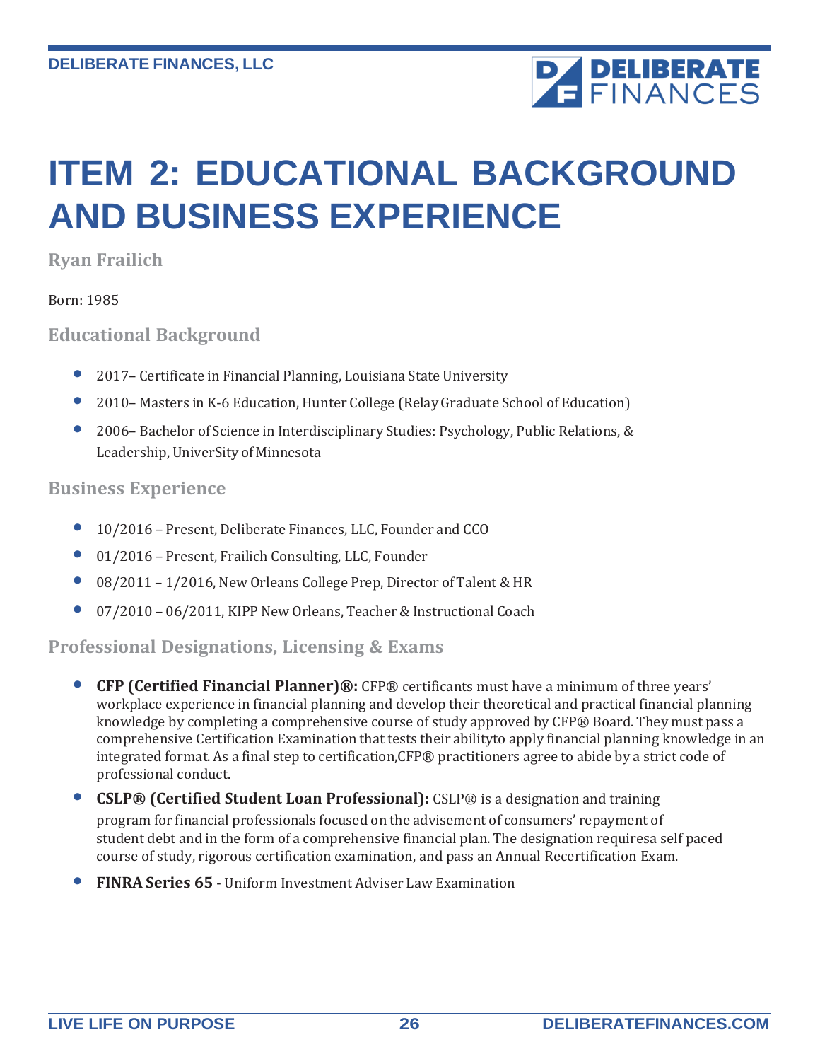# ITEM 2: EDUCATIONAL BACKGROUND AND BUSINESS EXPERIENCE

### Ryan Frailich

Born: 1985

### Educational Background

- 2017– Certificate in Financial Planning, Louisiana State University
- 2010– Masters in K-6 Education, Hunter College (Relay Graduate School of Education)
- 2006– Bachelor of Science in Interdisciplinary Studies: Psychology, Public Relations, & Leadership, UniverSity of Minnesota

### Business Experience

- 10/2016 – Present, Deliberate Finances, LLC, Founder and CCO
- 01/2016 – Present, Frailich Consulting, LLC, Founder
- 08/2011 – 1/2016, New Orleans College Prep, Director of Talent & HR
- 07/2010 – 06/2011, KIPP New Orleans, Teacher & Instructional Coach

### Professional Designations, Licensing & Exams

- **CFP (Certified Financial Planner)®:** CFP® certificants must have a minimum of three years' workplace experience in financial planning and develop their theoretical and practical financial planning knowledge by completing a comprehensive course of study approved by CFP® Board. They must pass a comprehensive Certification Examination that tests their abilityto apply financial planning knowledge in an integrated format. As a final step to certification,CFP® practitioners agree to abide by a strict code of professional conduct.
- **CSLP® (Certified Student Loan Professional):** CSLP® is a designation and training program for financial professionals focused on the advisement of consumers' repayment of student debt and in the form of a comprehensive financial plan. The designation requiresa self paced course of study, rigorous certification examination, and pass an Annual Recertification Exam.
- **FINRA Series 65** - Uniform Investment Adviser Law Examination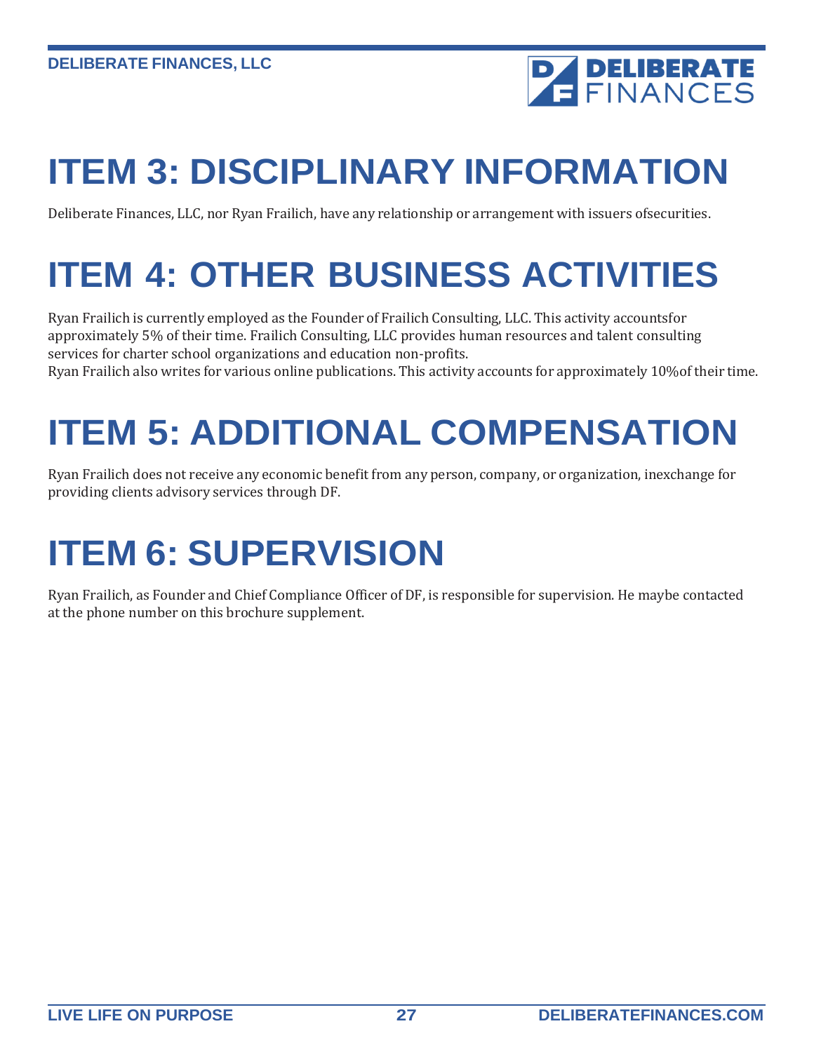# ITEM 3: DISCIPLINARY INFORMATION

Deliberate Finances, LLC, nor Ryan Frailich, have any relationship or arrangement with issuers ofsecurities.

# ITEM 4: OTHER BUSINESS ACTIVITIES

Ryan Frailich is currently employed as the Founder of Frailich Consulting, LLC. This activity accountsfor approximately 5% of their time. Frailich Consulting, LLC provides human resources and talent consulting services for charter school organizations and education non-profits.
Ryan Frailich also writes for various online publications. This activity accounts for approximately 10%of their time.

# ITEM 5: ADDITIONAL COMPENSATION

Ryan Frailich does not receive any economic benefit from any person, company, or organization, inexchange for providing clients advisory services through DF.

# ITEM 6: SUPERVISION

Ryan Frailich, as Founder and Chief Compliance Officer of DF, is responsible for supervision. He maybe contacted at the phone number on this brochure supplement.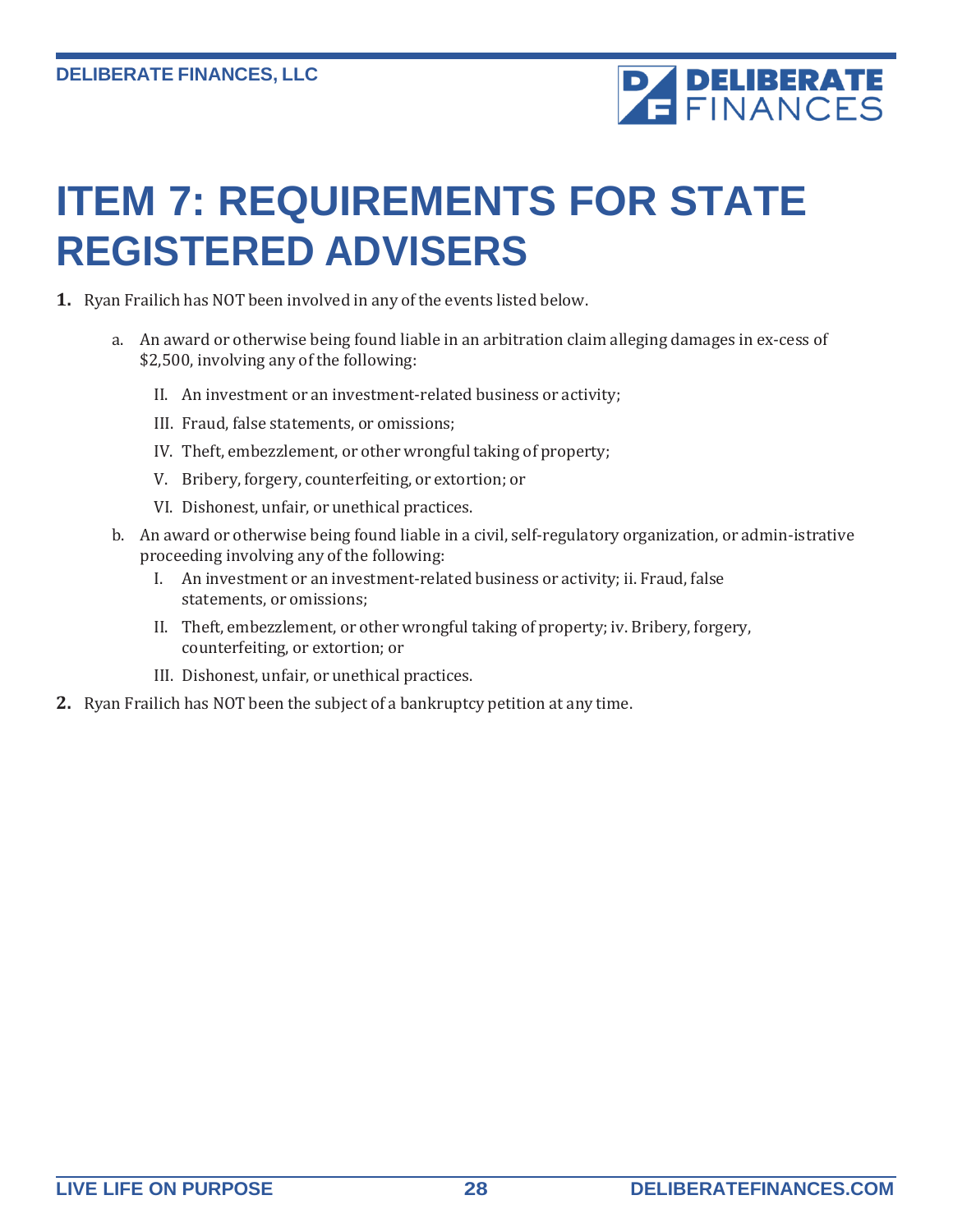# ITEM 7: REQUIREMENTS FOR STATE REGISTERED ADVISERS

**1.** Ryan Frailich has NOT been involved in any of the events listed below.

a. An award or otherwise being found liable in an arbitration claim alleging damages in ex-cess of $2,500, involving any of the following:

II. An investment or an investment-related business or activity;

III. Fraud, false statements, or omissions;

IV. Theft, embezzlement, or other wrongful taking of property;

V. Bribery, forgery, counterfeiting, or extortion; or

VI. Dishonest, unfair, or unethical practices.

b. An award or otherwise being found liable in a civil, self-regulatory organization, or admin-istrative proceeding involving any of the following:

I. An investment or an investment-related business or activity; ii. Fraud, false statements, or omissions;

II. Theft, embezzlement, or other wrongful taking of property; iv. Bribery, forgery, counterfeiting, or extortion; or

III. Dishonest, unfair, or unethical practices.

**2.** Ryan Frailich has NOT been the subject of a bankruptcy petition at any time.